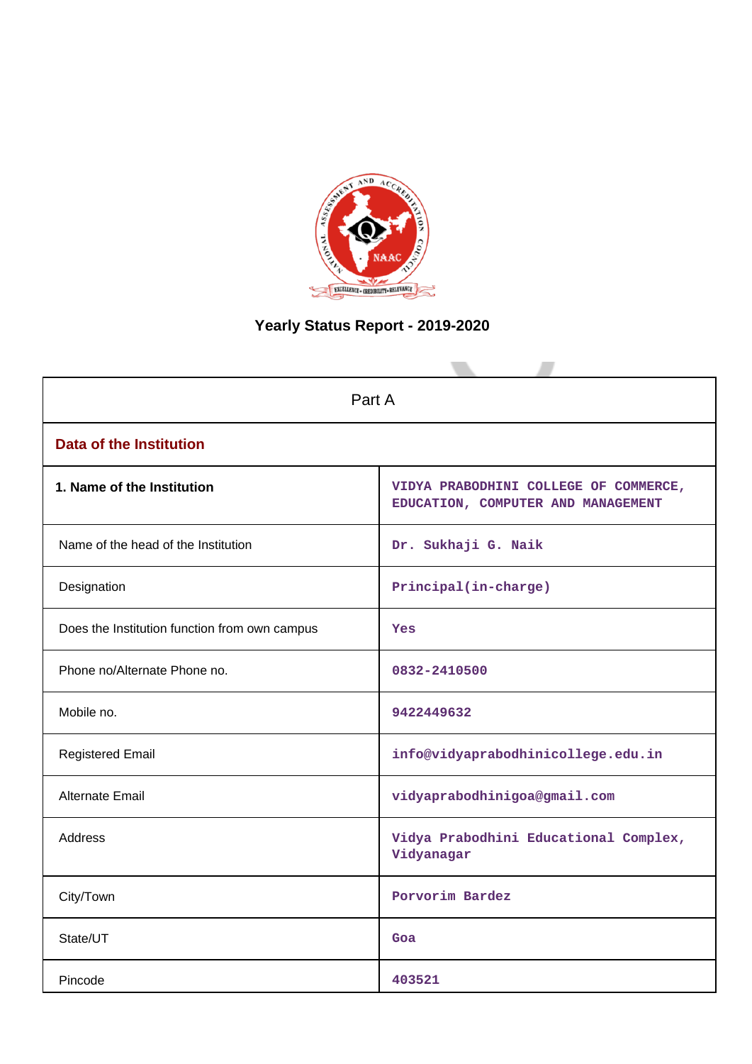# Yearly Status Report - 2019-2020

| Part A | |
|---|---|
| **Data of the Institution** | |
| **1. Name of the Institution** | VIDYA PRABODHINI COLLEGE OF COMMERCE, EDUCATION, COMPUTER AND MANAGEMENT |
| Name of the head of the Institution | Dr. Sukhaji G. Naik |
| Designation | Principal(in-charge) |
| Does the Institution function from own campus | Yes |
| Phone no/Alternate Phone no. | 0832-2410500 |
| Mobile no. | 9422449632 |
| Registered Email | info@vidyaprabodhinicollege.edu.in |
| Alternate Email | vidyaprabodhinigoa@gmail.com |
| Address | Vidya Prabodhini Educational Complex, Vidyanagar |
| City/Town | Porvorim Bardez |
| State/UT | Goa |
| Pincode | 403521 |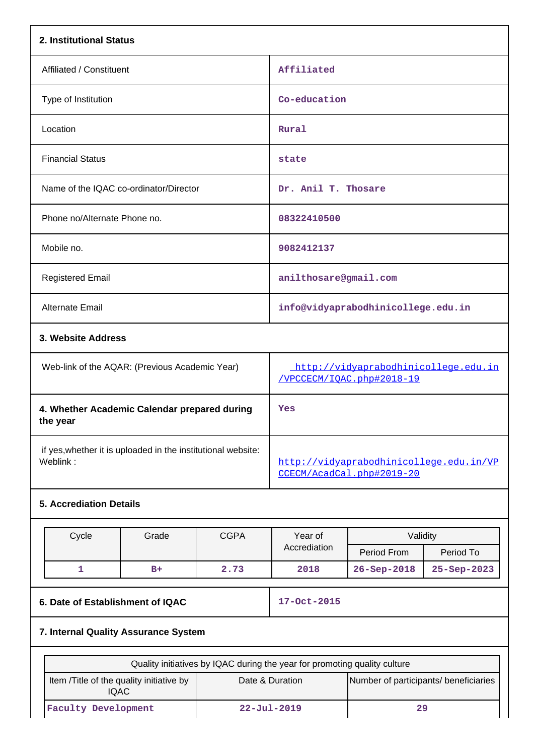**2. Institutional Status**

| | |
|---|---|
| Affiliated / Constituent | Affiliated |
| Type of Institution | Co-education |
| Location | Rural |
| Financial Status | state |
| Name of the IQAC co-ordinator/Director | Dr. Anil T. Thosare |
| Phone no/Alternate Phone no. | 08322410500 |
| Mobile no. | 9082412137 |
| Registered Email | anilthosare@gmail.com |
| Alternate Email | info@vidyaprabodhinicollege.edu.in |

**3. Website Address**

| | |
|---|---|
| Web-link of the AQAR: (Previous Academic Year) | http://vidyaprabodhinicollege.edu.in/VPCCECM/IQAC.php#2018-19 |
| **4. Whether Academic Calendar prepared during the year** | Yes |
| if yes,whether it is uploaded in the institutional website: Weblink : | http://vidyaprabodhinicollege.edu.in/VPCCECM/AcadCal.php#2019-20 |

**5. Accrediation Details**

| Cycle | Grade | CGPA | Year of Accrediation | Validity | |
|---|---|---|---|---|---|
| | | | | Period From | Period To |
| 1 | B+ | 2.73 | 2018 | 26-Sep-2018 | 25-Sep-2023 |

| | |
|---|---|
| **6. Date of Establishment of IQAC** | 17-Oct-2015 |

**7. Internal Quality Assurance System**

| Quality initiatives by IQAC during the year for promoting quality culture | | |
|---|---|---|
| Item /Title of the quality initiative by IQAC | Date & Duration | Number of participants/ beneficiaries |
| Faculty Development | 22-Jul-2019 | 29 |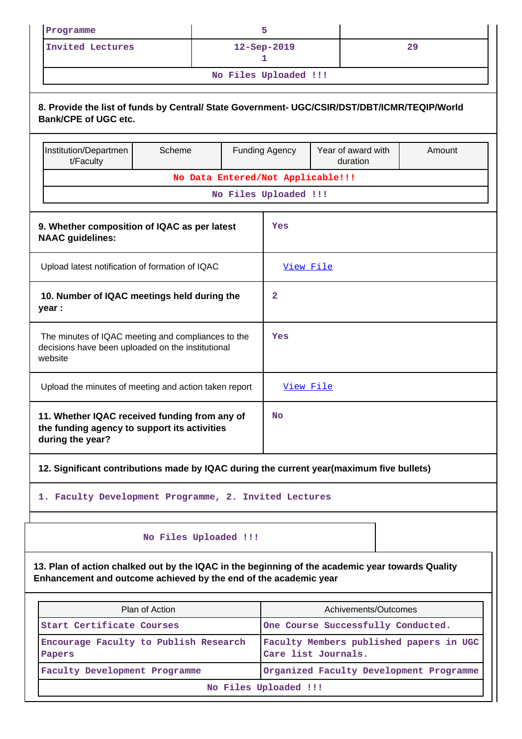| Programme | 5 | |
|---|---|---|
| Invited Lectures | 12-Sep-2019<br>1 | 29 |
| No Files Uploaded !!! | | |

**8. Provide the list of funds by Central/ State Government- UGC/CSIR/DST/DBT/ICMR/TEQIP/World Bank/CPE of UGC etc.**

| Institution/Department/Faculty | Scheme | Funding Agency | Year of award with duration | Amount |
|---|---|---|---|---|
| No Data Entered/Not Applicable!!! | | | | |
| No Files Uploaded !!! | | | | |

| | |
|---|---|
| **9. Whether composition of IQAC as per latest NAAC guidelines:** | Yes |
| Upload latest notification of formation of IQAC | View File |
| **10. Number of IQAC meetings held during the year :** | 2 |
| The minutes of IQAC meeting and compliances to the decisions have been uploaded on the institutional website | Yes |
| Upload the minutes of meeting and action taken report | View File |
| **11. Whether IQAC received funding from any of the funding agency to support its activities during the year?** | No |

**12. Significant contributions made by IQAC during the current year(maximum five bullets)**

1. Faculty Development Programme, 2. Invited Lectures

No Files Uploaded !!!

**13. Plan of action chalked out by the IQAC in the beginning of the academic year towards Quality Enhancement and outcome achieved by the end of the academic year**

| Plan of Action | Achivements/Outcomes |
|---|---|
| Start Certificate Courses | One Course Successfully Conducted. |
| Encourage Faculty to Publish Research Papers | Faculty Members published papers in UGC Care list Journals. |
| Faculty Development Programme | Organized Faculty Development Programme |
| No Files Uploaded !!! | |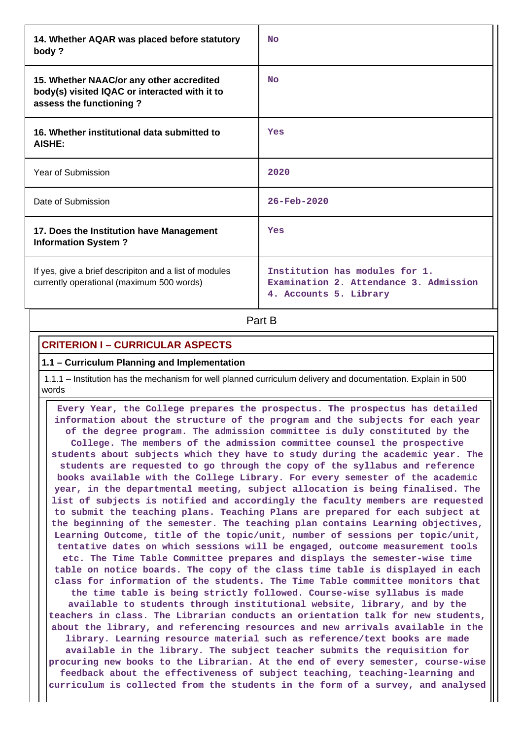| | |
|---|---|
| **14. Whether AQAR was placed before statutory body ?** | No |
| **15. Whether NAAC/or any other accredited body(s) visited IQAC or interacted with it to assess the functioning ?** | No |
| **16. Whether institutional data submitted to AISHE:** | Yes |
| Year of Submission | 2020 |
| Date of Submission | 26-Feb-2020 |
| **17. Does the Institution have Management Information System ?** | Yes |
| If yes, give a brief descripiton and a list of modules currently operational (maximum 500 words) | Institution has modules for 1. Examination 2. Attendance 3. Admission 4. Accounts 5. Library |

Part B

## CRITERION I – CURRICULAR ASPECTS

### 1.1 – Curriculum Planning and Implementation

1.1.1 – Institution has the mechanism for well planned curriculum delivery and documentation. Explain in 500 words

Every Year, the College prepares the prospectus. The prospectus has detailed information about the structure of the program and the subjects for each year of the degree program. The admission committee is duly constituted by the College. The members of the admission committee counsel the prospective students about subjects which they have to study during the academic year. The students are requested to go through the copy of the syllabus and reference books available with the College Library. For every semester of the academic year, in the departmental meeting, subject allocation is being finalised. The list of subjects is notified and accordingly the faculty members are requested to submit the teaching plans. Teaching Plans are prepared for each subject at the beginning of the semester. The teaching plan contains Learning objectives, Learning Outcome, title of the topic/unit, number of sessions per topic/unit, tentative dates on which sessions will be engaged, outcome measurement tools etc. The Time Table Committee prepares and displays the semester-wise time table on notice boards. The copy of the class time table is displayed in each class for information of the students. The Time Table committee monitors that the time table is being strictly followed. Course-wise syllabus is made available to students through institutional website, library, and by the teachers in class. The Librarian conducts an orientation talk for new students, about the library, and referencing resources and new arrivals available in the library. Learning resource material such as reference/text books are made available in the library. The subject teacher submits the requisition for procuring new books to the Librarian. At the end of every semester, course-wise feedback about the effectiveness of subject teaching, teaching-learning and curriculum is collected from the students in the form of a survey, and analysed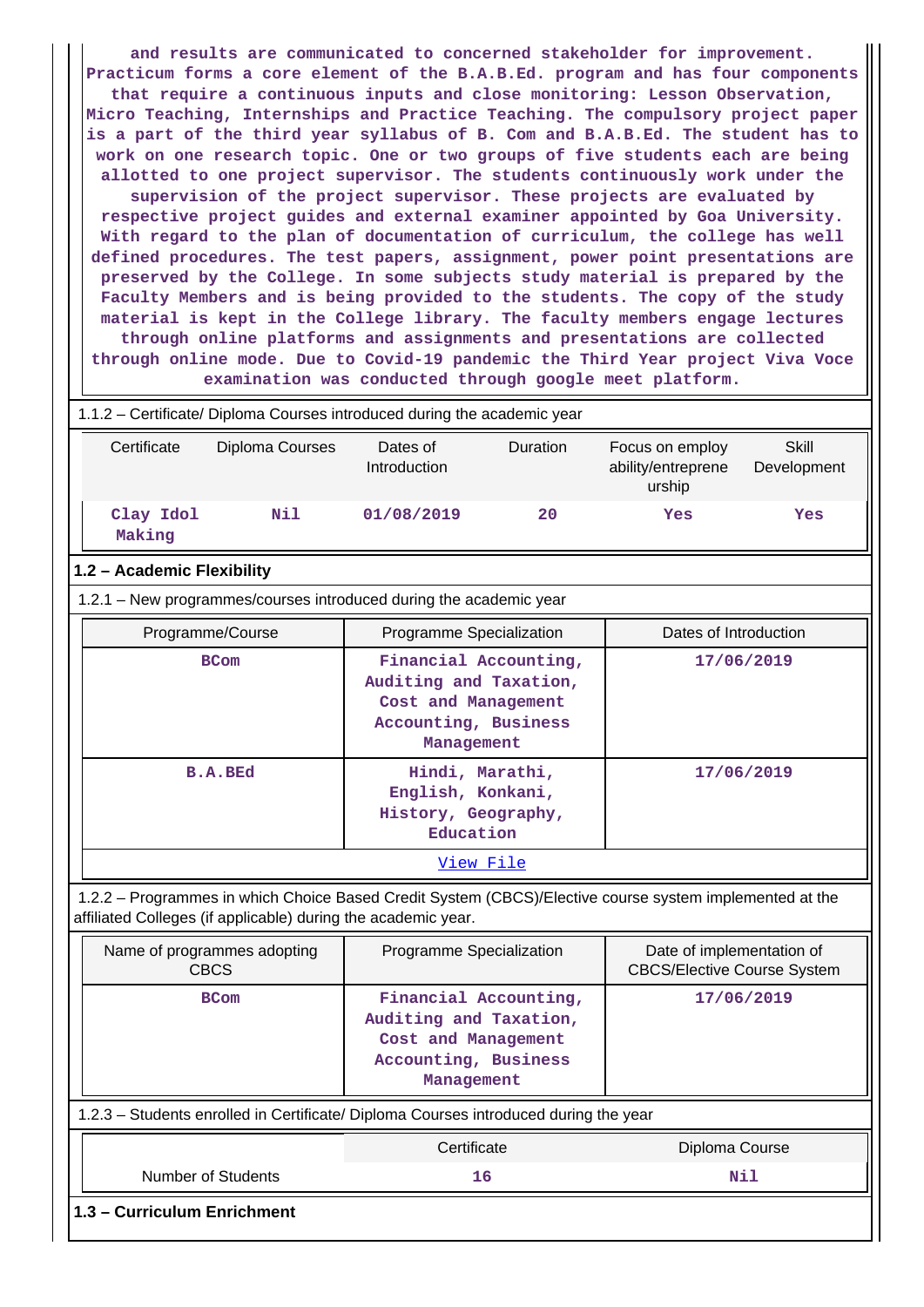**and results are communicated to concerned stakeholder for improvement. Practicum forms a core element of the B.A.B.Ed. program and has four components that require a continuous inputs and close monitoring: Lesson Observation, Micro Teaching, Internships and Practice Teaching. The compulsory project paper is a part of the third year syllabus of B. Com and B.A.B.Ed. The student has to work on one research topic. One or two groups of five students each are being allotted to one project supervisor. The students continuously work under the supervision of the project supervisor. These projects are evaluated by respective project guides and external examiner appointed by Goa University. With regard to the plan of documentation of curriculum, the college has well defined procedures. The test papers, assignment, power point presentations are preserved by the College. In some subjects study material is prepared by the Faculty Members and is being provided to the students. The copy of the study material is kept in the College library. The faculty members engage lectures through online platforms and assignments and presentations are collected through online mode. Due to Covid-19 pandemic the Third Year project Viva Voce examination was conducted through google meet platform.**

1.1.2 – Certificate/ Diploma Courses introduced during the academic year

| Certificate | Diploma Courses | Dates of Introduction | Duration | Focus on employ ability/entreprene urship | Skill Development |
|---|---|---|---|---|---|
| Clay Idol Making | Nil | 01/08/2019 | 20 | Yes | Yes |

**1.2 – Academic Flexibility**

1.2.1 – New programmes/courses introduced during the academic year

| Programme/Course | Programme Specialization | Dates of Introduction |
|---|---|---|
| BCom | Financial Accounting, Auditing and Taxation, Cost and Management Accounting, Business Management | 17/06/2019 |
| B.A.BEd | Hindi, Marathi, English, Konkani, History, Geography, Education | 17/06/2019 |

View File

1.2.2 – Programmes in which Choice Based Credit System (CBCS)/Elective course system implemented at the affiliated Colleges (if applicable) during the academic year.

| Name of programmes adopting CBCS | Programme Specialization | Date of implementation of CBCS/Elective Course System |
|---|---|---|
| BCom | Financial Accounting, Auditing and Taxation, Cost and Management Accounting, Business Management | 17/06/2019 |

1.2.3 – Students enrolled in Certificate/ Diploma Courses introduced during the year

| | Certificate | Diploma Course |
|---|---|---|
| Number of Students | 16 | Nil |

**1.3 – Curriculum Enrichment**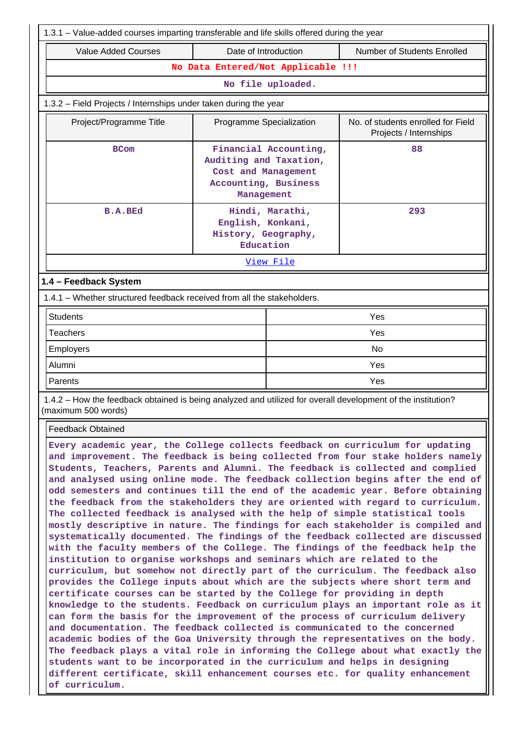1.3.1 – Value-added courses imparting transferable and life skills offered during the year

| Value Added Courses | Date of Introduction | Number of Students Enrolled |
|---|---|---|
| No Data Entered/Not Applicable !!! | | |
| No file uploaded. | | |

1.3.2 – Field Projects / Internships under taken during the year

| Project/Programme Title | Programme Specialization | No. of students enrolled for Field Projects / Internships |
|---|---|---|
| BCom | Financial Accounting, Auditing and Taxation, Cost and Management Accounting, Business Management | 88 |
| B.A.BEd | Hindi, Marathi, English, Konkani, History, Geography, Education | 293 |
| View File | | |

## 1.4 – Feedback System

1.4.1 – Whether structured feedback received from all the stakeholders.

| | |
|---|---|
| Students | Yes |
| Teachers | Yes |
| Employers | No |
| Alumni | Yes |
| Parents | Yes |

1.4.2 – How the feedback obtained is being analyzed and utilized for overall development of the institution? (maximum 500 words)

| Feedback Obtained |
|---|
| Every academic year, the College collects feedback on curriculum for updating and improvement. The feedback is being collected from four stake holders namely Students, Teachers, Parents and Alumni. The feedback is collected and complied and analysed using online mode. The feedback collection begins after the end of odd semesters and continues till the end of the academic year. Before obtaining the feedback from the stakeholders they are oriented with regard to curriculum. The collected feedback is analysed with the help of simple statistical tools mostly descriptive in nature. The findings for each stakeholder is compiled and systematically documented. The findings of the feedback collected are discussed with the faculty members of the College. The findings of the feedback help the institution to organise workshops and seminars which are related to the curriculum, but somehow not directly part of the curriculum. The feedback also provides the College inputs about which are the subjects where short term and certificate courses can be started by the College for providing in depth knowledge to the students. Feedback on curriculum plays an important role as it can form the basis for the improvement of the process of curriculum delivery and documentation. The feedback collected is communicated to the concerned academic bodies of the Goa University through the representatives on the body. The feedback plays a vital role in informing the College about what exactly the students want to be incorporated in the curriculum and helps in designing different certificate, skill enhancement courses etc. for quality enhancement of curriculum. |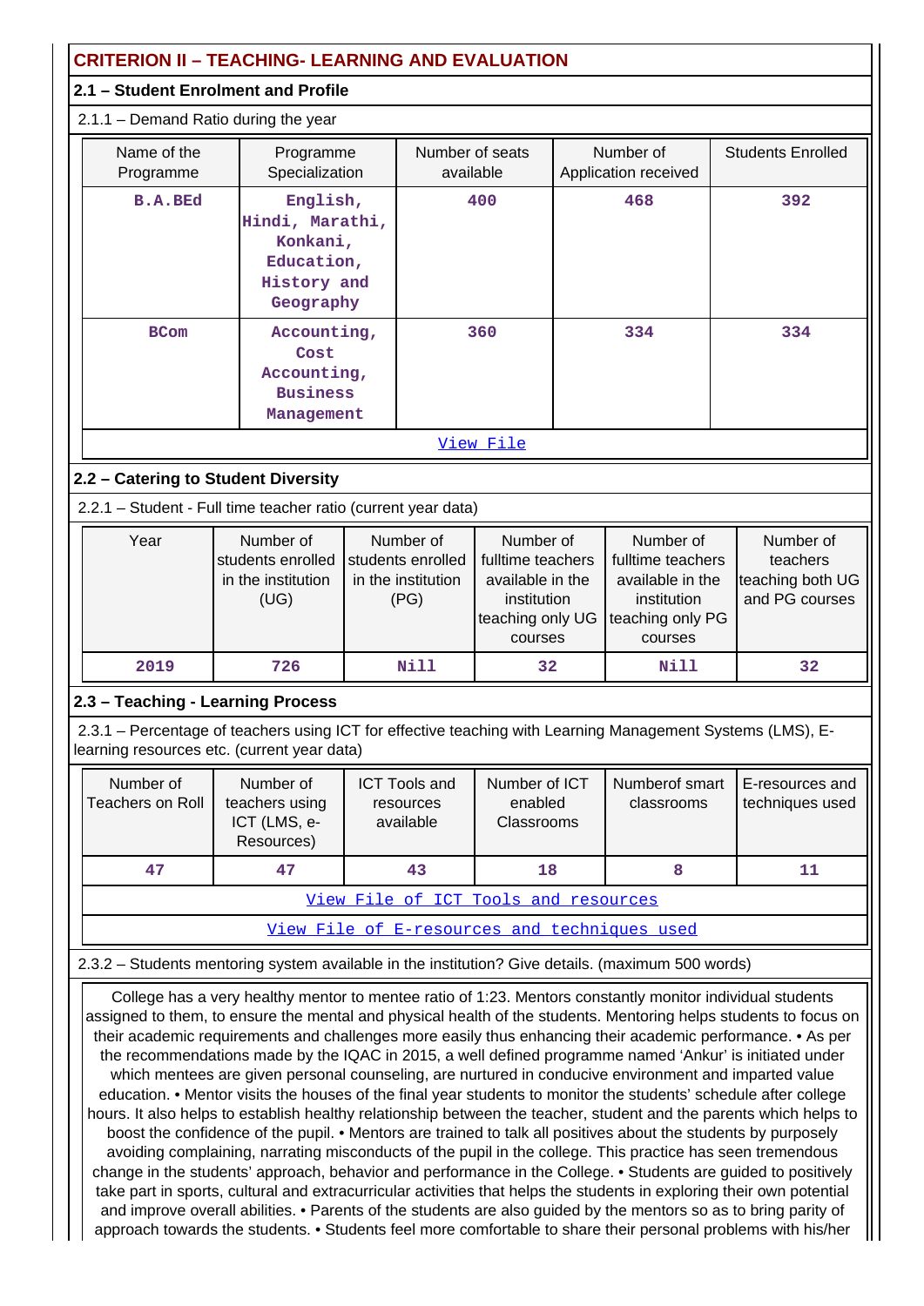## CRITERION II – TEACHING- LEARNING AND EVALUATION

### 2.1 – Student Enrolment and Profile

2.1.1 – Demand Ratio during the year

| Name of the Programme | Programme Specialization | Number of seats available | Number of Application received | Students Enrolled |
|---|---|---|---|---|
| B.A.BEd | English, Hindi, Marathi, Konkani, Education, History and Geography | 400 | 468 | 392 |
| BCom | Accounting, Cost Accounting, Business Management | 360 | 334 | 334 |
| View File | | | | |

### 2.2 – Catering to Student Diversity

2.2.1 – Student - Full time teacher ratio (current year data)

| Year | Number of students enrolled in the institution (UG) | Number of students enrolled in the institution (PG) | Number of fulltime teachers available in the institution teaching only UG courses | Number of fulltime teachers available in the institution teaching only PG courses | Number of teachers teaching both UG and PG courses |
|---|---|---|---|---|---|
| 2019 | 726 | Nill | 32 | Nill | 32 |

### 2.3 – Teaching - Learning Process

2.3.1 – Percentage of teachers using ICT for effective teaching with Learning Management Systems (LMS), E-learning resources etc. (current year data)

| Number of Teachers on Roll | Number of teachers using ICT (LMS, e-Resources) | ICT Tools and resources available | Number of ICT enabled Classrooms | Numberof smart classrooms | E-resources and techniques used |
|---|---|---|---|---|---|
| 47 | 47 | 43 | 18 | 8 | 11 |
| View File of ICT Tools and resources | | | | | |
| View File of E-resources and techniques used | | | | | |

2.3.2 – Students mentoring system available in the institution? Give details. (maximum 500 words)

College has a very healthy mentor to mentee ratio of 1:23. Mentors constantly monitor individual students assigned to them, to ensure the mental and physical health of the students. Mentoring helps students to focus on their academic requirements and challenges more easily thus enhancing their academic performance. • As per the recommendations made by the IQAC in 2015, a well defined programme named 'Ankur' is initiated under which mentees are given personal counseling, are nurtured in conducive environment and imparted value education. • Mentor visits the houses of the final year students to monitor the students' schedule after college hours. It also helps to establish healthy relationship between the teacher, student and the parents which helps to boost the confidence of the pupil. • Mentors are trained to talk all positives about the students by purposely avoiding complaining, narrating misconducts of the pupil in the college. This practice has seen tremendous change in the students' approach, behavior and performance in the College. • Students are guided to positively take part in sports, cultural and extracurricular activities that helps the students in exploring their own potential and improve overall abilities. • Parents of the students are also guided by the mentors so as to bring parity of approach towards the students. • Students feel more comfortable to share their personal problems with his/her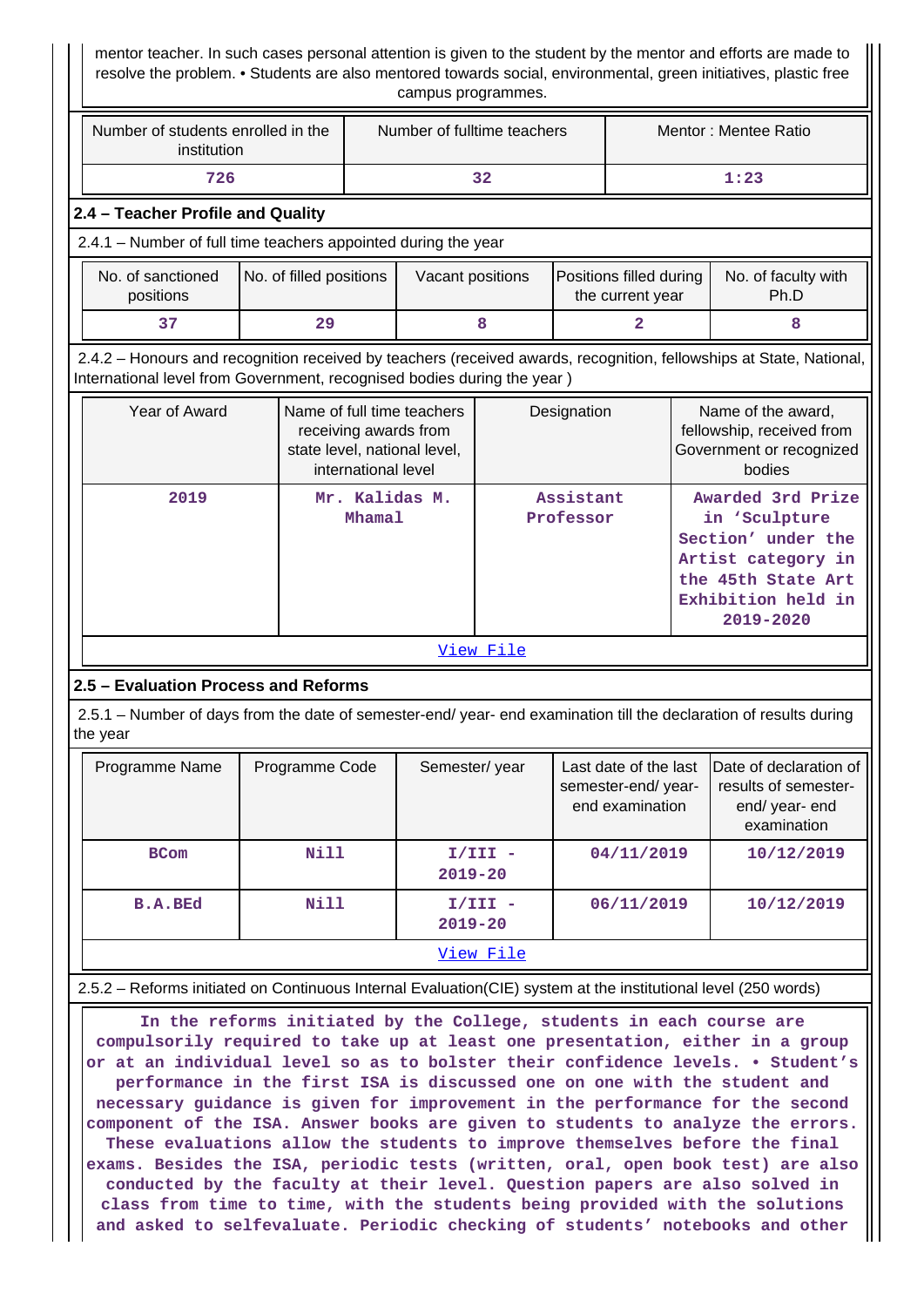mentor teacher. In such cases personal attention is given to the student by the mentor and efforts are made to resolve the problem. • Students are also mentored towards social, environmental, green initiatives, plastic free campus programmes.

| Number of students enrolled in the institution | Number of fulltime teachers | Mentor : Mentee Ratio |
|---|---|---|
| 726 | 32 | 1:23 |

## 2.4 – Teacher Profile and Quality

2.4.1 – Number of full time teachers appointed during the year

| No. of sanctioned positions | No. of filled positions | Vacant positions | Positions filled during the current year | No. of faculty with Ph.D |
|---|---|---|---|---|
| 37 | 29 | 8 | 2 | 8 |

2.4.2 – Honours and recognition received by teachers (received awards, recognition, fellowships at State, National, International level from Government, recognised bodies during the year )

| Year of Award | Name of full time teachers receiving awards from state level, national level, international level | Designation | Name of the award, fellowship, received from Government or recognized bodies |
|---|---|---|---|
| 2019 | Mr. Kalidas M. Mhamal | Assistant Professor | Awarded 3rd Prize in 'Sculpture Section' under the Artist category in the 45th State Art Exhibition held in 2019-2020 |

View File

## 2.5 – Evaluation Process and Reforms

2.5.1 – Number of days from the date of semester-end/ year- end examination till the declaration of results during the year

| Programme Name | Programme Code | Semester/ year | Last date of the last semester-end/ year- end examination | Date of declaration of results of semester-end/ year- end examination |
|---|---|---|---|---|
| BCom | Nill | I/III - 2019-20 | 04/11/2019 | 10/12/2019 |
| B.A.BEd | Nill | I/III - 2019-20 | 06/11/2019 | 10/12/2019 |

View File

2.5.2 – Reforms initiated on Continuous Internal Evaluation(CIE) system at the institutional level (250 words)

In the reforms initiated by the College, students in each course are compulsorily required to take up at least one presentation, either in a group or at an individual level so as to bolster their confidence levels. • Student's performance in the first ISA is discussed one on one with the student and necessary guidance is given for improvement in the performance for the second component of the ISA. Answer books are given to students to analyze the errors. These evaluations allow the students to improve themselves before the final exams. Besides the ISA, periodic tests (written, oral, open book test) are also conducted by the faculty at their level. Question papers are also solved in class from time to time, with the students being provided with the solutions and asked to selfevaluate. Periodic checking of students' notebooks and other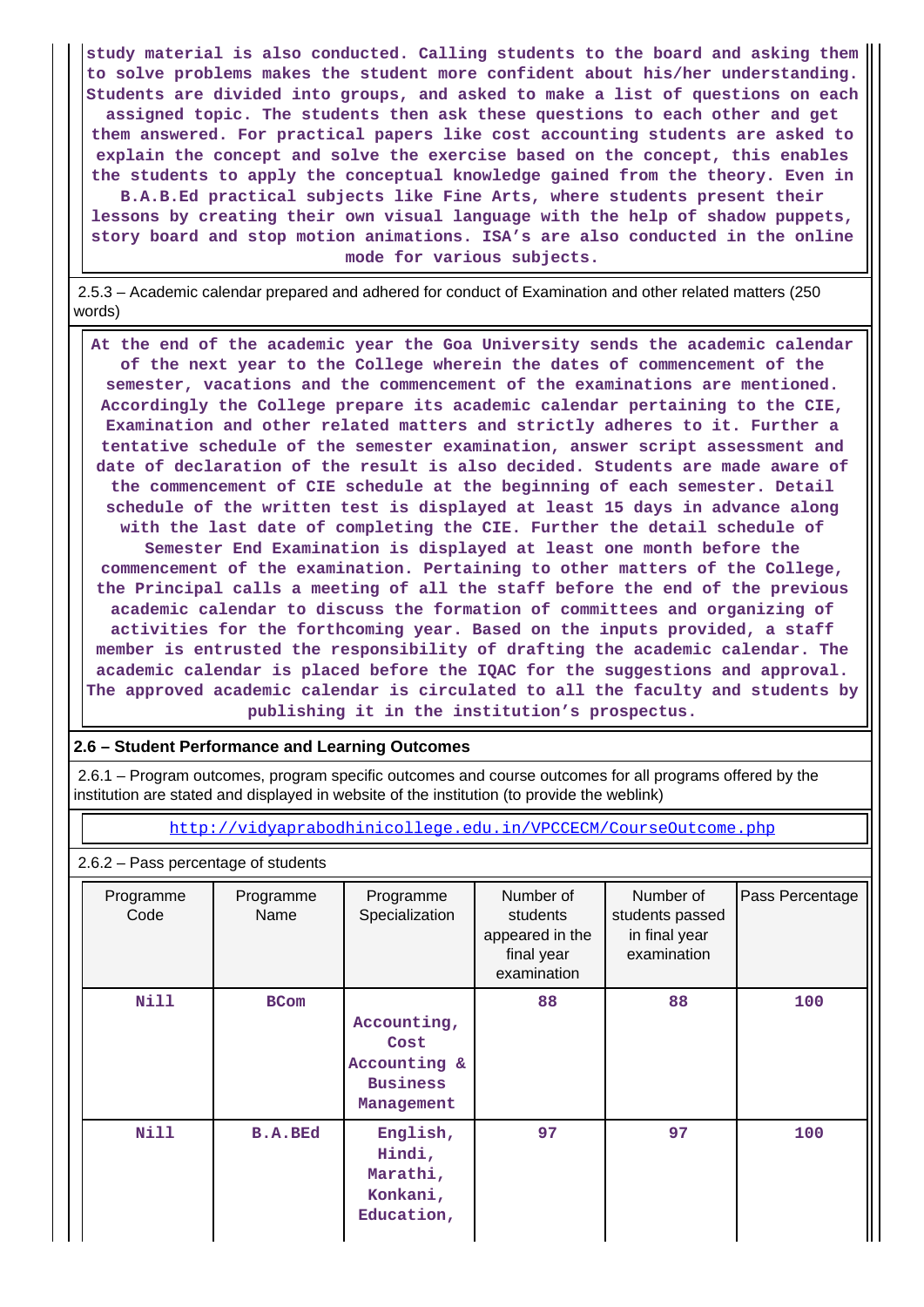study material is also conducted. Calling students to the board and asking them to solve problems makes the student more confident about his/her understanding. Students are divided into groups, and asked to make a list of questions on each assigned topic. The students then ask these questions to each other and get them answered. For practical papers like cost accounting students are asked to explain the concept and solve the exercise based on the concept, this enables the students to apply the conceptual knowledge gained from the theory. Even in B.A.B.Ed practical subjects like Fine Arts, where students present their lessons by creating their own visual language with the help of shadow puppets, story board and stop motion animations. ISA's are also conducted in the online mode for various subjects.

2.5.3 – Academic calendar prepared and adhered for conduct of Examination and other related matters (250 words)

At the end of the academic year the Goa University sends the academic calendar of the next year to the College wherein the dates of commencement of the semester, vacations and the commencement of the examinations are mentioned. Accordingly the College prepare its academic calendar pertaining to the CIE, Examination and other related matters and strictly adheres to it. Further a tentative schedule of the semester examination, answer script assessment and date of declaration of the result is also decided. Students are made aware of the commencement of CIE schedule at the beginning of each semester. Detail schedule of the written test is displayed at least 15 days in advance along with the last date of completing the CIE. Further the detail schedule of Semester End Examination is displayed at least one month before the commencement of the examination. Pertaining to other matters of the College, the Principal calls a meeting of all the staff before the end of the previous academic calendar to discuss the formation of committees and organizing of activities for the forthcoming year. Based on the inputs provided, a staff member is entrusted the responsibility of drafting the academic calendar. The academic calendar is placed before the IQAC for the suggestions and approval. The approved academic calendar is circulated to all the faculty and students by publishing it in the institution's prospectus.

## 2.6 – Student Performance and Learning Outcomes

2.6.1 – Program outcomes, program specific outcomes and course outcomes for all programs offered by the institution are stated and displayed in website of the institution (to provide the weblink)

http://vidyaprabodhinicollege.edu.in/VPCCECM/CourseOutcome.php

2.6.2 – Pass percentage of students

| Programme Code | Programme Name | Programme Specialization | Number of students appeared in the final year examination | Number of students passed in final year examination | Pass Percentage |
|---|---|---|---|---|---|
| Nill | BCom | Accounting, Cost Accounting & Business Management | 88 | 88 | 100 |
| Nill | B.A.BEd | English, Hindi, Marathi, Konkani, Education, | 97 | 97 | 100 |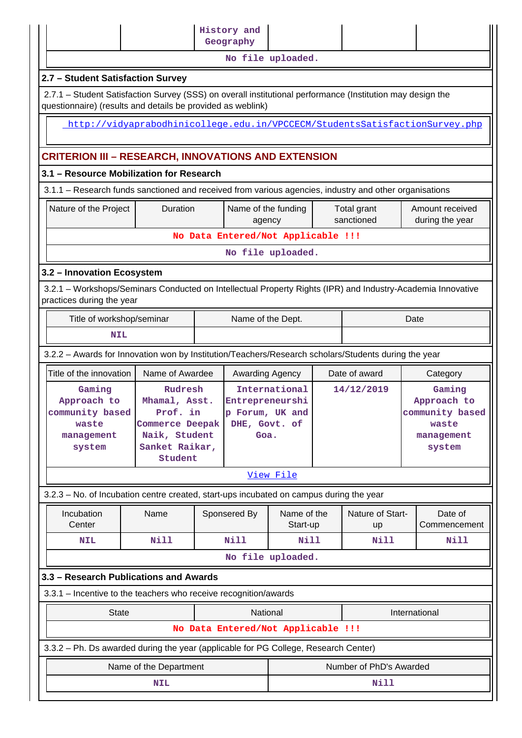| | | History and Geography | | | |
|---|---|---|---|---|---|
| No file uploaded. | | | | | |

## 2.7 – Student Satisfaction Survey

2.7.1 – Student Satisfaction Survey (SSS) on overall institutional performance (Institution may design the questionnaire) (results and details be provided as weblink)

http://vidyaprabodhinicollege.edu.in/VPCCECM/StudentsSatisfactionSurvey.php

## CRITERION III – RESEARCH, INNOVATIONS AND EXTENSION

### 3.1 – Resource Mobilization for Research

3.1.1 – Research funds sanctioned and received from various agencies, industry and other organisations

| Nature of the Project | Duration | Name of the funding agency | Total grant sanctioned | Amount received during the year |
|---|---|---|---|---|
| No Data Entered/Not Applicable !!! | | | | |
| No file uploaded. | | | | |

### 3.2 – Innovation Ecosystem

3.2.1 – Workshops/Seminars Conducted on Intellectual Property Rights (IPR) and Industry-Academia Innovative practices during the year

| Title of workshop/seminar | Name of the Dept. | Date |
|---|---|---|
| NIL | | |

3.2.2 – Awards for Innovation won by Institution/Teachers/Research scholars/Students during the year

| Title of the innovation | Name of Awardee | Awarding Agency | Date of award | Category |
|---|---|---|---|---|
| Gaming Approach to community based waste management system | Rudresh Mhamal, Asst. Prof. in Commerce Deepak Naik, Student Sanket Raikar, Student | International Entrepreneurship Forum, UK and DHE, Govt. of Goa. | 14/12/2019 | Gaming Approach to community based waste management system |
| View File | | | | |

3.2.3 – No. of Incubation centre created, start-ups incubated on campus during the year

| Incubation Center | Name | Sponsered By | Name of the Start-up | Nature of Start-up | Date of Commencement |
|---|---|---|---|---|---|
| NIL | Nill | Nill | Nill | Nill | Nill |
| No file uploaded. | | | | | |

### 3.3 – Research Publications and Awards

3.3.1 – Incentive to the teachers who receive recognition/awards

| State | National | International |
|---|---|---|
| No Data Entered/Not Applicable !!! | | |

3.3.2 – Ph. Ds awarded during the year (applicable for PG College, Research Center)

| Name of the Department | Number of PhD's Awarded |
|---|---|
| NIL | Nill |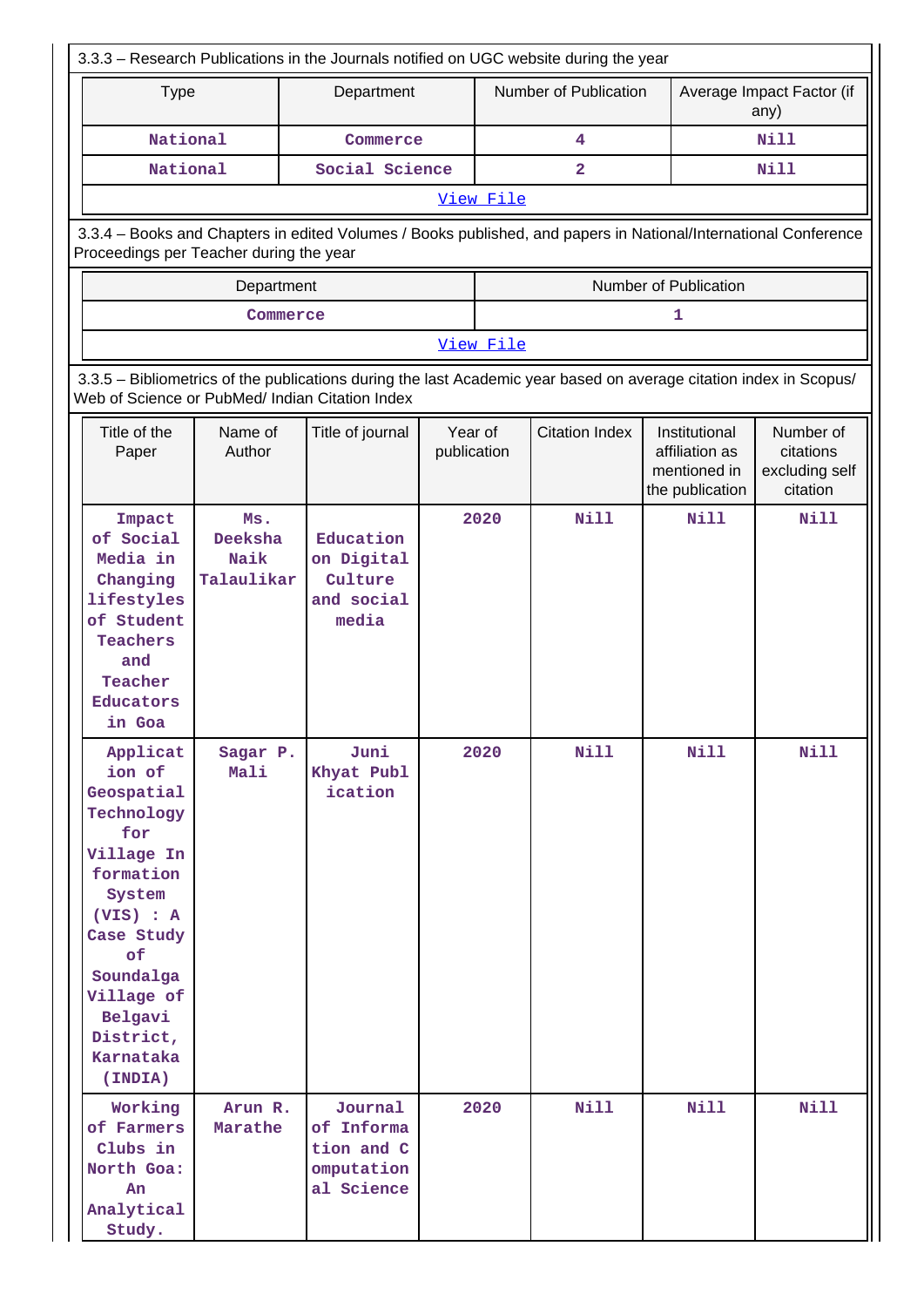3.3.3 – Research Publications in the Journals notified on UGC website during the year

| Type | Department | Number of Publication | Average Impact Factor (if any) |
|---|---|---|---|
| National | Commerce | 4 | Nill |
| National | Social Science | 2 | Nill |

View File

3.3.4 – Books and Chapters in edited Volumes / Books published, and papers in National/International Conference Proceedings per Teacher during the year

| Department | Number of Publication |
|---|---|
| Commerce | 1 |

View File

3.3.5 – Bibliometrics of the publications during the last Academic year based on average citation index in Scopus/ Web of Science or PubMed/ Indian Citation Index

| Title of the Paper | Name of Author | Title of journal | Year of publication | Citation Index | Institutional affiliation as mentioned in the publication | Number of citations excluding self citation |
|---|---|---|---|---|---|---|
| Impact of Social Media in Changing lifestyles of Student Teachers and Teacher Educators in Goa | Ms. Deeksha Naik Talaulikar | Education on Digital Culture and social media | 2020 | Nill | Nill | Nill |
| Application of Geospatial Technology for Village Information System (VIS) : A Case Study of Soundalga Village of Belgavi District, Karnataka (INDIA) | Sagar P. Mali | Juni Khyat Publication | 2020 | Nill | Nill | Nill |
| Working of Farmers Clubs in North Goa: An Analytical Study. | Arun R. Marathe | Journal of Information and Computational Science | 2020 | Nill | Nill | Nill |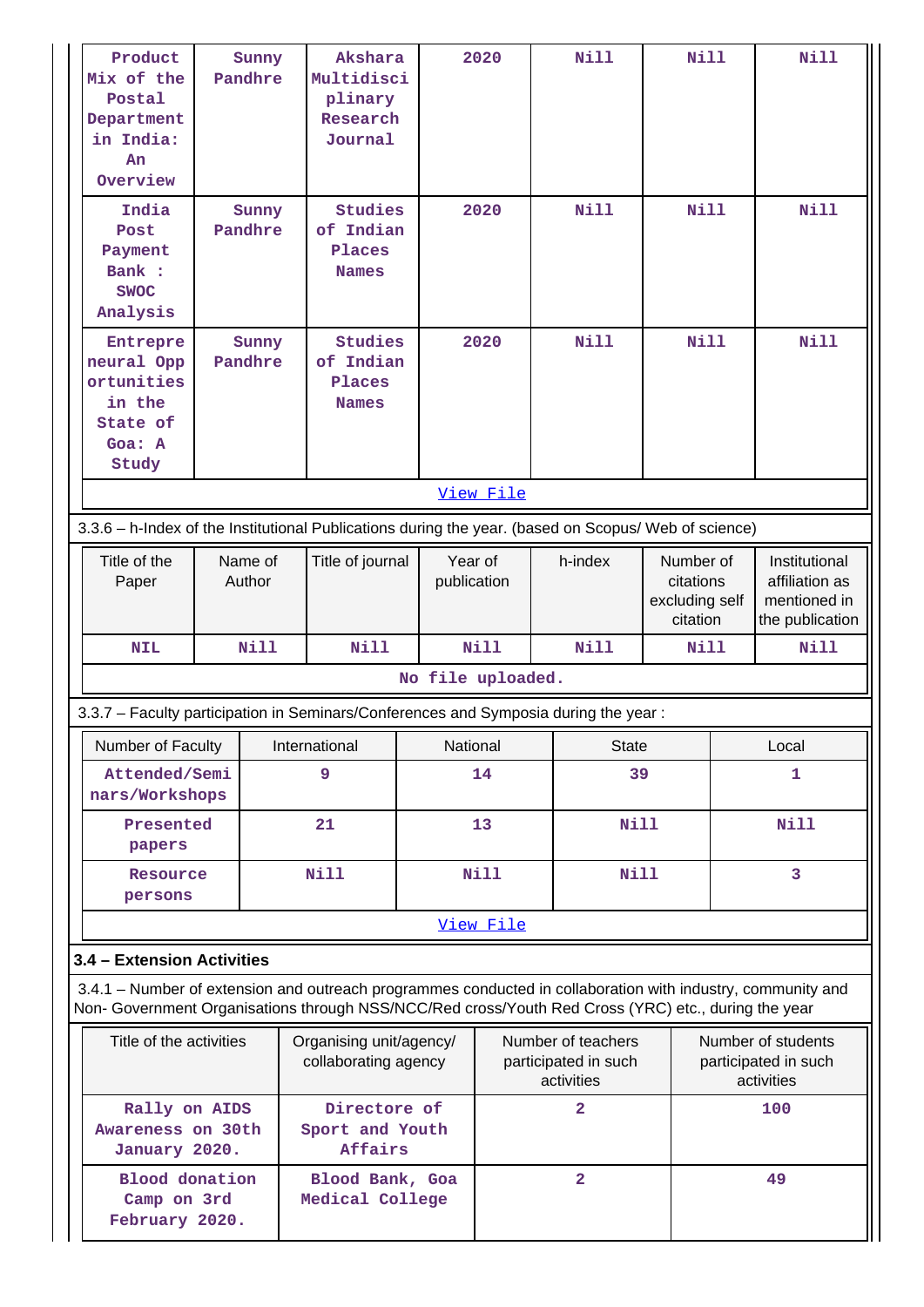| Product Mix of the Postal Department in India: An Overview | Sunny Pandhre | Akshara Multidisciplinary Research Journal | 2020 | Nill | Nill | Nill |
|---|---|---|---|---|---|---|
| India Post Payment Bank : SWOC Analysis | Sunny Pandhre | Studies of Indian Places Names | 2020 | Nill | Nill | Nill |
| Entrepreneural Opportunities in the State of Goa: A Study | Sunny Pandhre | Studies of Indian Places Names | 2020 | Nill | Nill | Nill |
| View File | | | | | | |

3.3.6 – h-Index of the Institutional Publications during the year. (based on Scopus/ Web of science)

| Title of the Paper | Name of Author | Title of journal | Year of publication | h-index | Number of citations excluding self citation | Institutional affiliation as mentioned in the publication |
|---|---|---|---|---|---|---|
| NIL | Nill | Nill | Nill | Nill | Nill | Nill |
| No file uploaded. | | | | | | |

3.3.7 – Faculty participation in Seminars/Conferences and Symposia during the year :

| Number of Faculty | International | National | State | Local |
|---|---|---|---|---|
| Attended/Seminars/Workshops | 9 | 14 | 39 | 1 |
| Presented papers | 21 | 13 | Nill | Nill |
| Resource persons | Nill | Nill | Nill | 3 |
| View File | | | | |

**3.4 – Extension Activities**

3.4.1 – Number of extension and outreach programmes conducted in collaboration with industry, community and Non- Government Organisations through NSS/NCC/Red cross/Youth Red Cross (YRC) etc., during the year

| Title of the activities | Organising unit/agency/ collaborating agency | Number of teachers participated in such activities | Number of students participated in such activities |
|---|---|---|---|
| Rally on AIDS Awareness on 30th January 2020. | Directore of Sport and Youth Affairs | 2 | 100 |
| Blood donation Camp on 3rd February 2020. | Blood Bank, Goa Medical College | 2 | 49 |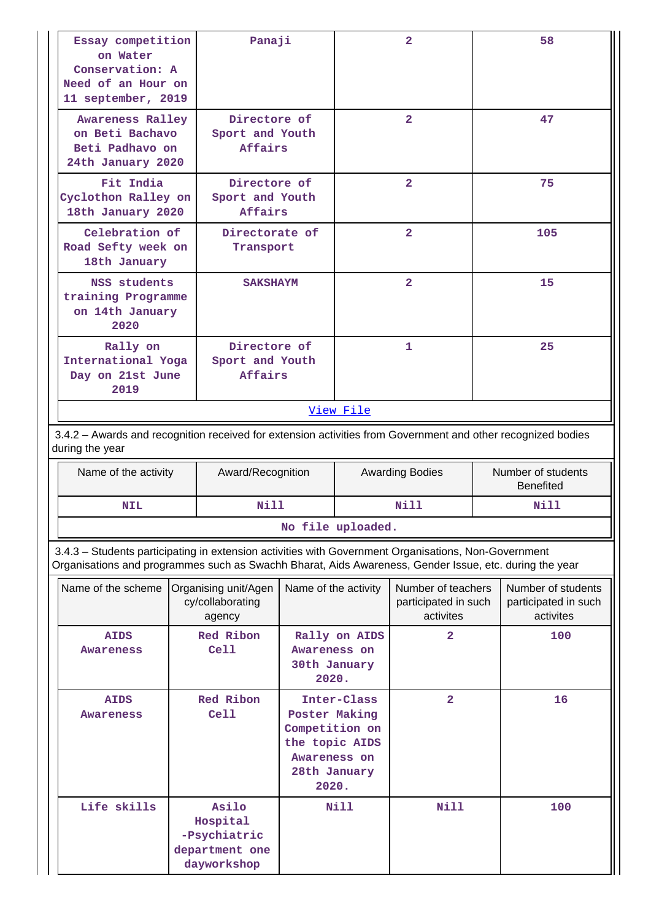| Essay competition on Water Conservation: A Need of an Hour on 11 september, 2019 | Panaji | 2 | 58 |
|---|---|---|---|
| Awareness Ralley on Beti Bachavo Beti Padhavo on 24th January 2020 | Directore of Sport and Youth Affairs | 2 | 47 |
| Fit India Cyclothon Ralley on 18th January 2020 | Directore of Sport and Youth Affairs | 2 | 75 |
| Celebration of Road Sefty week on 18th January | Directorate of Transport | 2 | 105 |
| NSS students training Programme on 14th January 2020 | SAKSHAYM | 2 | 15 |
| Rally on International Yoga Day on 21st June 2019 | Directore of Sport and Youth Affairs | 1 | 25 |

[View File]

3.4.2 – Awards and recognition received for extension activities from Government and other recognized bodies during the year

| Name of the activity | Award/Recognition | Awarding Bodies | Number of students Benefited |
|---|---|---|---|
| NIL | Nill | Nill | Nill |

No file uploaded.

3.4.3 – Students participating in extension activities with Government Organisations, Non-Government Organisations and programmes such as Swachh Bharat, Aids Awareness, Gender Issue, etc. during the year

| Name of the scheme | Organising unit/Agency/collaborating agency | Name of the activity | Number of teachers participated in such activites | Number of students participated in such activites |
|---|---|---|---|---|
| AIDS Awareness | Red Ribon Cell | Rally on AIDS Awareness on 30th January 2020. | 2 | 100 |
| AIDS Awareness | Red Ribon Cell | Inter-Class Poster Making Competition on the topic AIDS Awareness on 28th January 2020. | 2 | 16 |
| Life skills | Asilo Hospital -Psychiatric department one dayworkshop | Nill | Nill | 100 |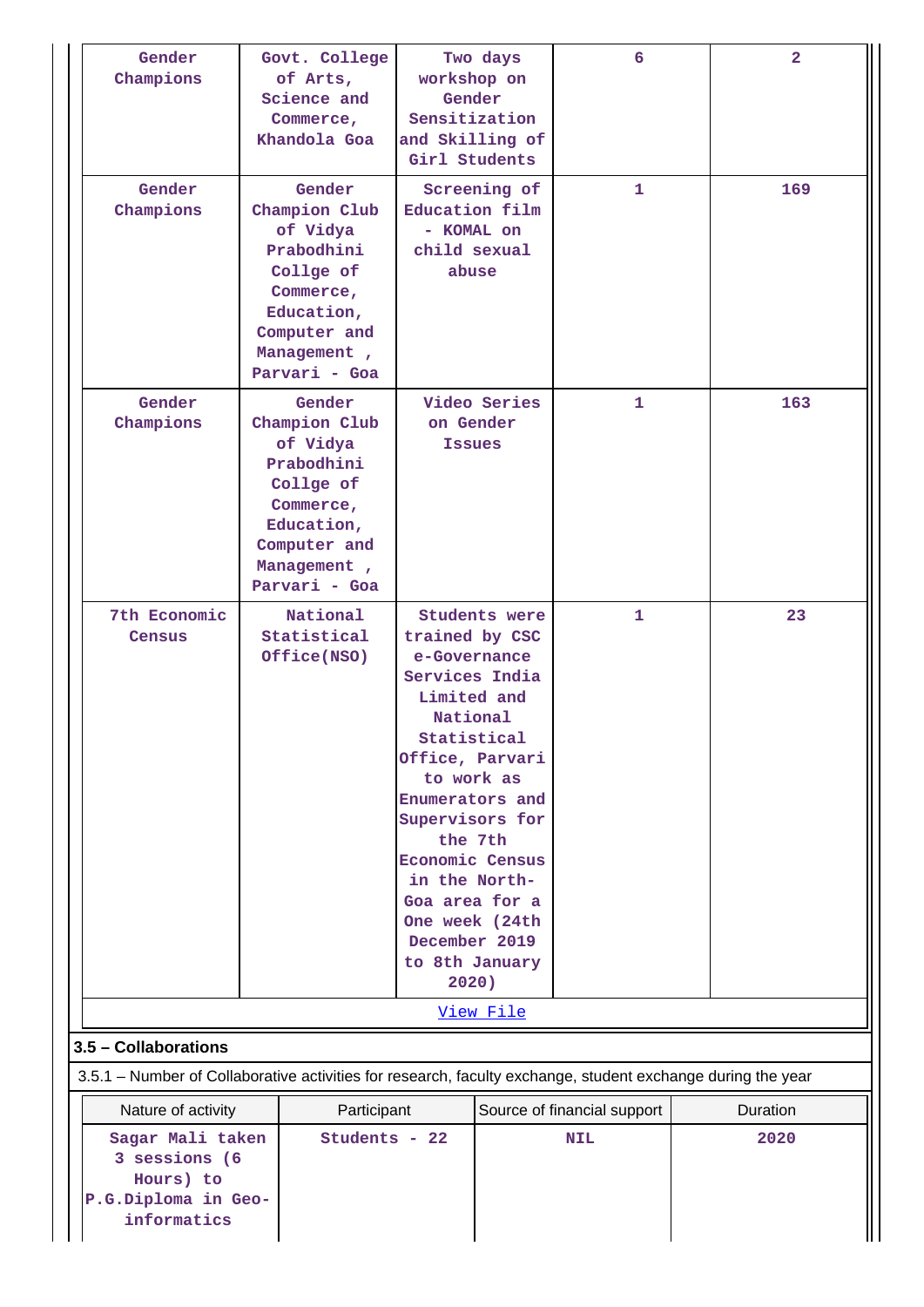| Gender Champions | Govt. College of Arts, Science and Commerce, Khandola Goa | Two days workshop on Gender Sensitization and Skilling of Girl Students | 6 | 2 |
|---|---|---|---|---|
| Gender Champions | Gender Champion Club of Vidya Prabodhini Collge of Commerce, Education, Computer and Management , Parvari - Goa | Screening of Education film - KOMAL on child sexual abuse | 1 | 169 |
| Gender Champions | Gender Champion Club of Vidya Prabodhini Collge of Commerce, Education, Computer and Management , Parvari - Goa | Video Series on Gender Issues | 1 | 163 |
| 7th Economic Census | National Statistical Office(NSO) | Students were trained by CSC e-Governance Services India Limited and National Statistical Office, Parvari to work as Enumerators and Supervisors for the 7th Economic Census in the North-Goa area for a One week (24th December 2019 to 8th January 2020) | 1 | 23 |

View File

**3.5 – Collaborations**

3.5.1 – Number of Collaborative activities for research, faculty exchange, student exchange during the year

| Nature of activity | Participant | Source of financial support | Duration |
|---|---|---|---|
| Sagar Mali taken 3 sessions (6 Hours) to P.G.Diploma in Geo-informatics | Students - 22 | NIL | 2020 |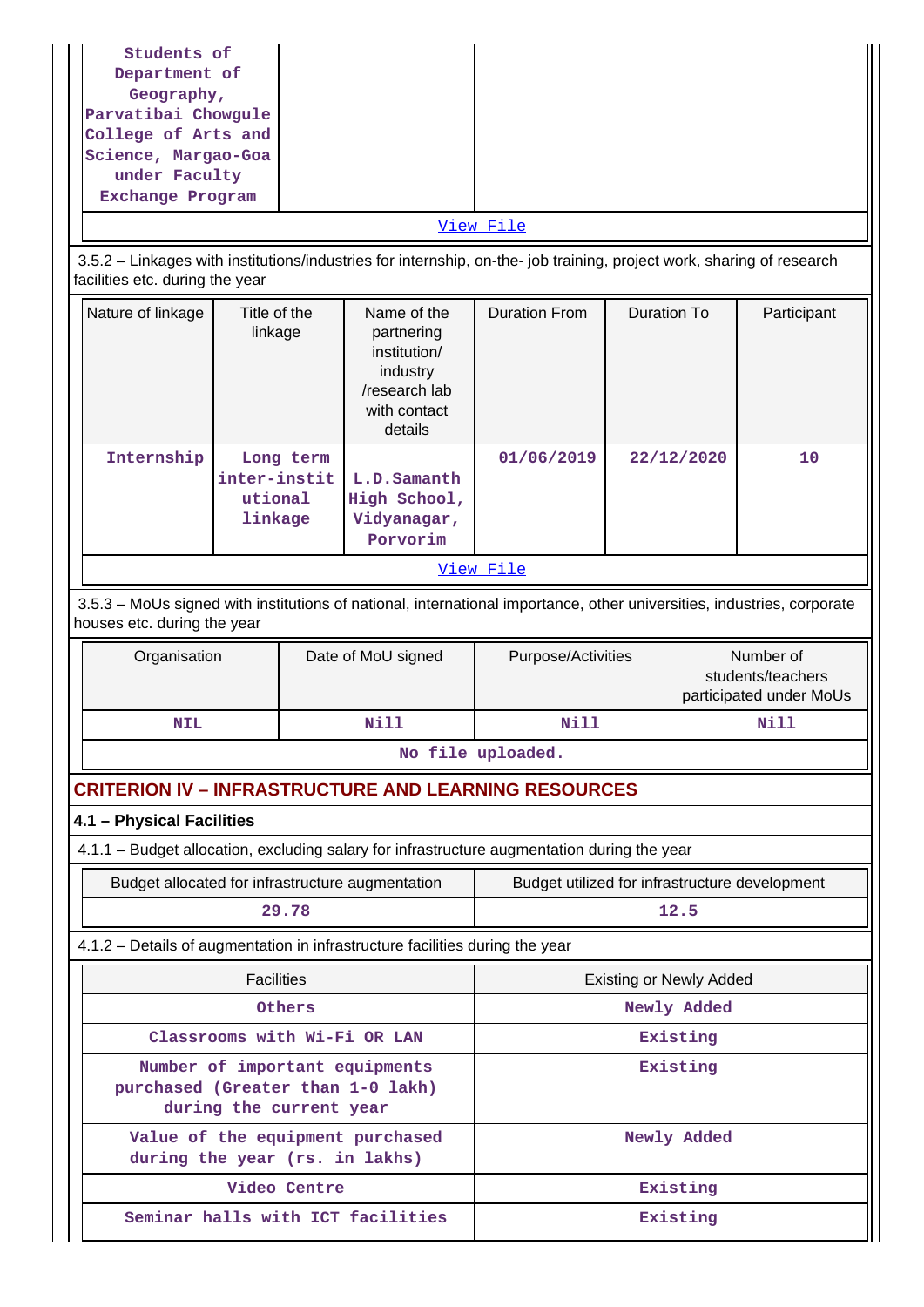| Students of Department of Geography, Parvatibai Chowgule College of Arts and Science, Margao-Goa under Faculty Exchange Program | | | |
|---|---|---|---|

View File

3.5.2 – Linkages with institutions/industries for internship, on-the- job training, project work, sharing of research facilities etc. during the year

| Nature of linkage | Title of the linkage | Name of the partnering institution/ industry /research lab with contact details | Duration From | Duration To | Participant |
|---|---|---|---|---|---|
| Internship | Long term inter-institutional linkage | L.D.Samanth High School, Vidyanagar, Porvorim | 01/06/2019 | 22/12/2020 | 10 |

View File

3.5.3 – MoUs signed with institutions of national, international importance, other universities, industries, corporate houses etc. during the year

| Organisation | Date of MoU signed | Purpose/Activities | Number of students/teachers participated under MoUs |
|---|---|---|---|
| NIL | Nill | Nill | Nill |

No file uploaded.

## CRITERION IV – INFRASTRUCTURE AND LEARNING RESOURCES

### 4.1 – Physical Facilities

4.1.1 – Budget allocation, excluding salary for infrastructure augmentation during the year

| Budget allocated for infrastructure augmentation | Budget utilized for infrastructure development |
|---|---|
| 29.78 | 12.5 |

4.1.2 – Details of augmentation in infrastructure facilities during the year

| Facilities | Existing or Newly Added |
|---|---|
| Others | Newly Added |
| Classrooms with Wi-Fi OR LAN | Existing |
| Number of important equipments purchased (Greater than 1-0 lakh) during the current year | Existing |
| Value of the equipment purchased during the year (rs. in lakhs) | Newly Added |
| Video Centre | Existing |
| Seminar halls with ICT facilities | Existing |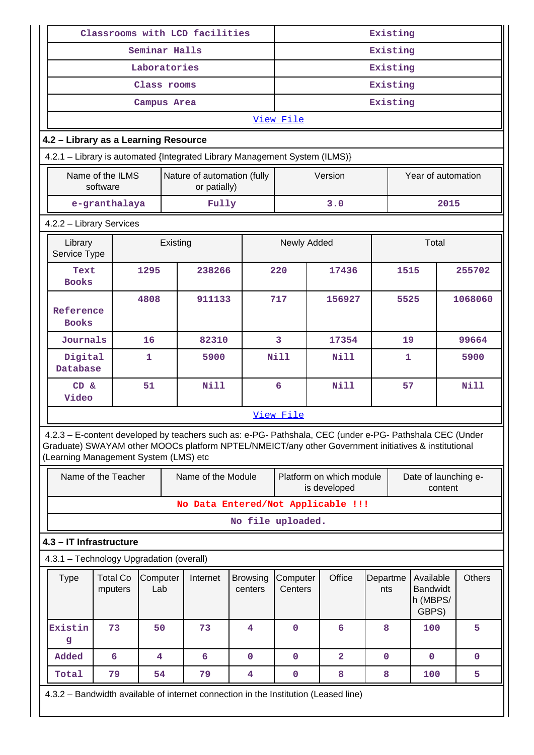| Classrooms with LCD facilities | Existing |
|---|---|
| Seminar Halls | Existing |
| Laboratories | Existing |
| Class rooms | Existing |
| Campus Area | Existing |
| View File | |

**4.2 – Library as a Learning Resource**

4.2.1 – Library is automated {Integrated Library Management System (ILMS)}

| Name of the ILMS software | Nature of automation (fully or patially) | Version | Year of automation |
|---|---|---|---|
| e-granthalaya | Fully | 3.0 | 2015 |

4.2.2 – Library Services

| Library Service Type | Existing | | Newly Added | | Total | |
|---|---|---|---|---|---|---|
| Text Books | 1295 | 238266 | 220 | 17436 | 1515 | 255702 |
| Reference Books | 4808 | 911133 | 717 | 156927 | 5525 | 1068060 |
| Journals | 16 | 82310 | 3 | 17354 | 19 | 99664 |
| Digital Database | 1 | 5900 | Nill | Nill | 1 | 5900 |
| CD & Video | 51 | Nill | 6 | Nill | 57 | Nill |
| View File | | | | | | |

4.2.3 – E-content developed by teachers such as: e-PG- Pathshala, CEC (under e-PG- Pathshala CEC (Under Graduate) SWAYAM other MOOCs platform NPTEL/NMEICT/any other Government initiatives & institutional (Learning Management System (LMS) etc

| Name of the Teacher | Name of the Module | Platform on which module is developed | Date of launching e-content |
|---|---|---|---|
| No Data Entered/Not Applicable !!! | | | |
| No file uploaded. | | | |

**4.3 – IT Infrastructure**

4.3.1 – Technology Upgradation (overall)

| Type | Total Computers | Computer Lab | Internet | Browsing centers | Computer Centers | Office | Departments | Available Bandwidth (MBPS/ GBPS) | Others |
|---|---|---|---|---|---|---|---|---|---|
| Existing | 73 | 50 | 73 | 4 | 0 | 6 | 8 | 100 | 5 |
| Added | 6 | 4 | 6 | 0 | 0 | 2 | 0 | 0 | 0 |
| Total | 79 | 54 | 79 | 4 | 0 | 8 | 8 | 100 | 5 |

4.3.2 – Bandwidth available of internet connection in the Institution (Leased line)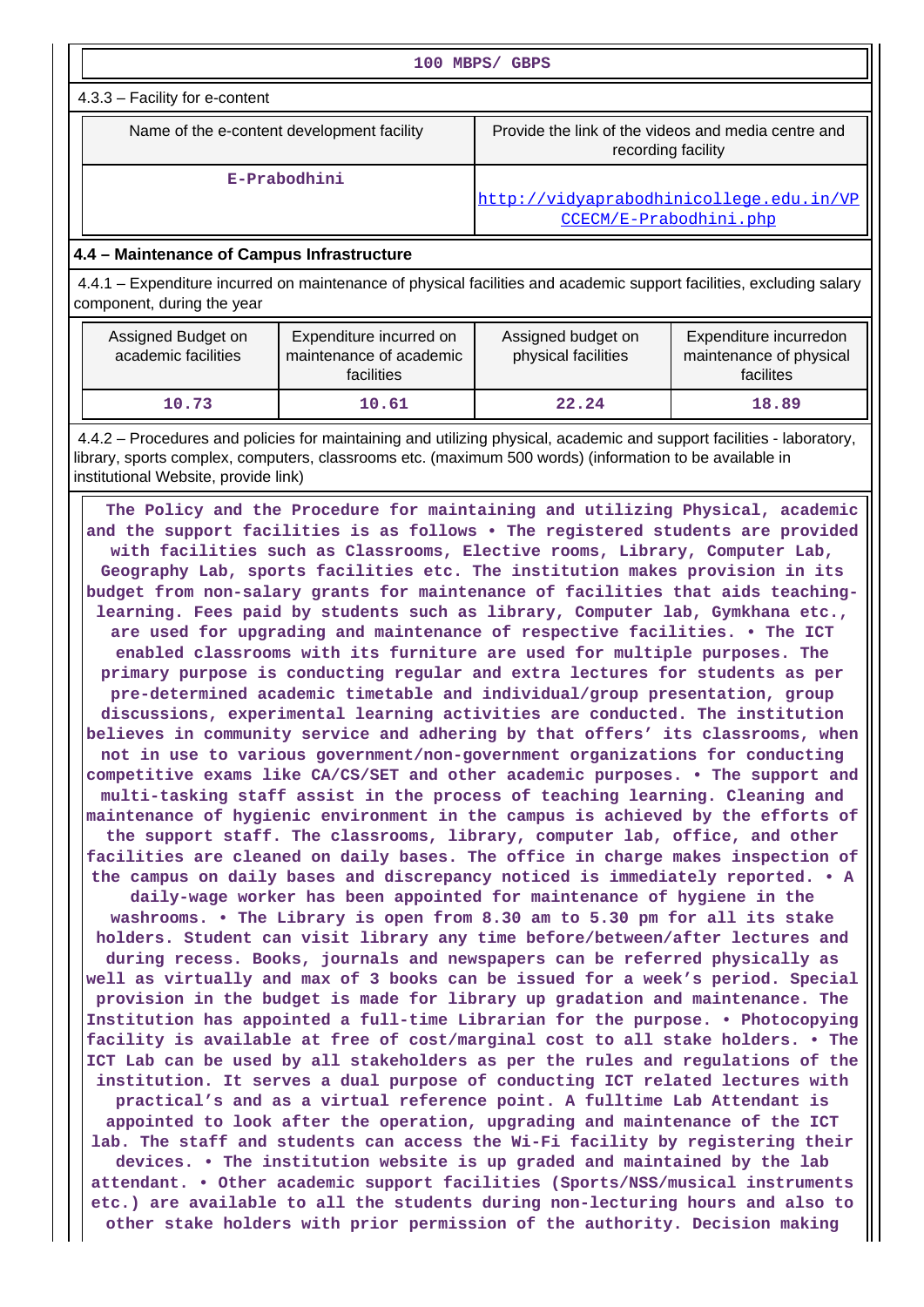| 100 MBPS/ GBPS |
|---|

4.3.3 – Facility for e-content

| Name of the e-content development facility | Provide the link of the videos and media centre and recording facility |
|---|---|
| E-Prabodhini | http://vidyaprabodhinicollege.edu.in/VPCCECM/E-Prabodhini.php |

**4.4 – Maintenance of Campus Infrastructure**

4.4.1 – Expenditure incurred on maintenance of physical facilities and academic support facilities, excluding salary component, during the year

| Assigned Budget on academic facilities | Expenditure incurred on maintenance of academic facilities | Assigned budget on physical facilities | Expenditure incurredon maintenance of physical facilites |
|---|---|---|---|
| 10.73 | 10.61 | 22.24 | 18.89 |

4.4.2 – Procedures and policies for maintaining and utilizing physical, academic and support facilities - laboratory, library, sports complex, computers, classrooms etc. (maximum 500 words) (information to be available in institutional Website, provide link)

The Policy and the Procedure for maintaining and utilizing Physical, academic and the support facilities is as follows • The registered students are provided with facilities such as Classrooms, Elective rooms, Library, Computer Lab, Geography Lab, sports facilities etc. The institution makes provision in its budget from non-salary grants for maintenance of facilities that aids teaching-learning. Fees paid by students such as library, Computer lab, Gymkhana etc., are used for upgrading and maintenance of respective facilities. • The ICT enabled classrooms with its furniture are used for multiple purposes. The primary purpose is conducting regular and extra lectures for students as per pre-determined academic timetable and individual/group presentation, group discussions, experimental learning activities are conducted. The institution believes in community service and adhering by that offers' its classrooms, when not in use to various government/non-government organizations for conducting competitive exams like CA/CS/SET and other academic purposes. • The support and multi-tasking staff assist in the process of teaching learning. Cleaning and maintenance of hygienic environment in the campus is achieved by the efforts of the support staff. The classrooms, library, computer lab, office, and other facilities are cleaned on daily bases. The office in charge makes inspection of the campus on daily bases and discrepancy noticed is immediately reported. • A daily-wage worker has been appointed for maintenance of hygiene in the washrooms. • The Library is open from 8.30 am to 5.30 pm for all its stake holders. Student can visit library any time before/between/after lectures and during recess. Books, journals and newspapers can be referred physically as well as virtually and max of 3 books can be issued for a week's period. Special provision in the budget is made for library up gradation and maintenance. The Institution has appointed a full-time Librarian for the purpose. • Photocopying facility is available at free of cost/marginal cost to all stake holders. • The ICT Lab can be used by all stakeholders as per the rules and regulations of the institution. It serves a dual purpose of conducting ICT related lectures with practical's and as a virtual reference point. A fulltime Lab Attendant is appointed to look after the operation, upgrading and maintenance of the ICT lab. The staff and students can access the Wi-Fi facility by registering their devices. • The institution website is up graded and maintained by the lab attendant. • Other academic support facilities (Sports/NSS/musical instruments etc.) are available to all the students during non-lecturing hours and also to other stake holders with prior permission of the authority. Decision making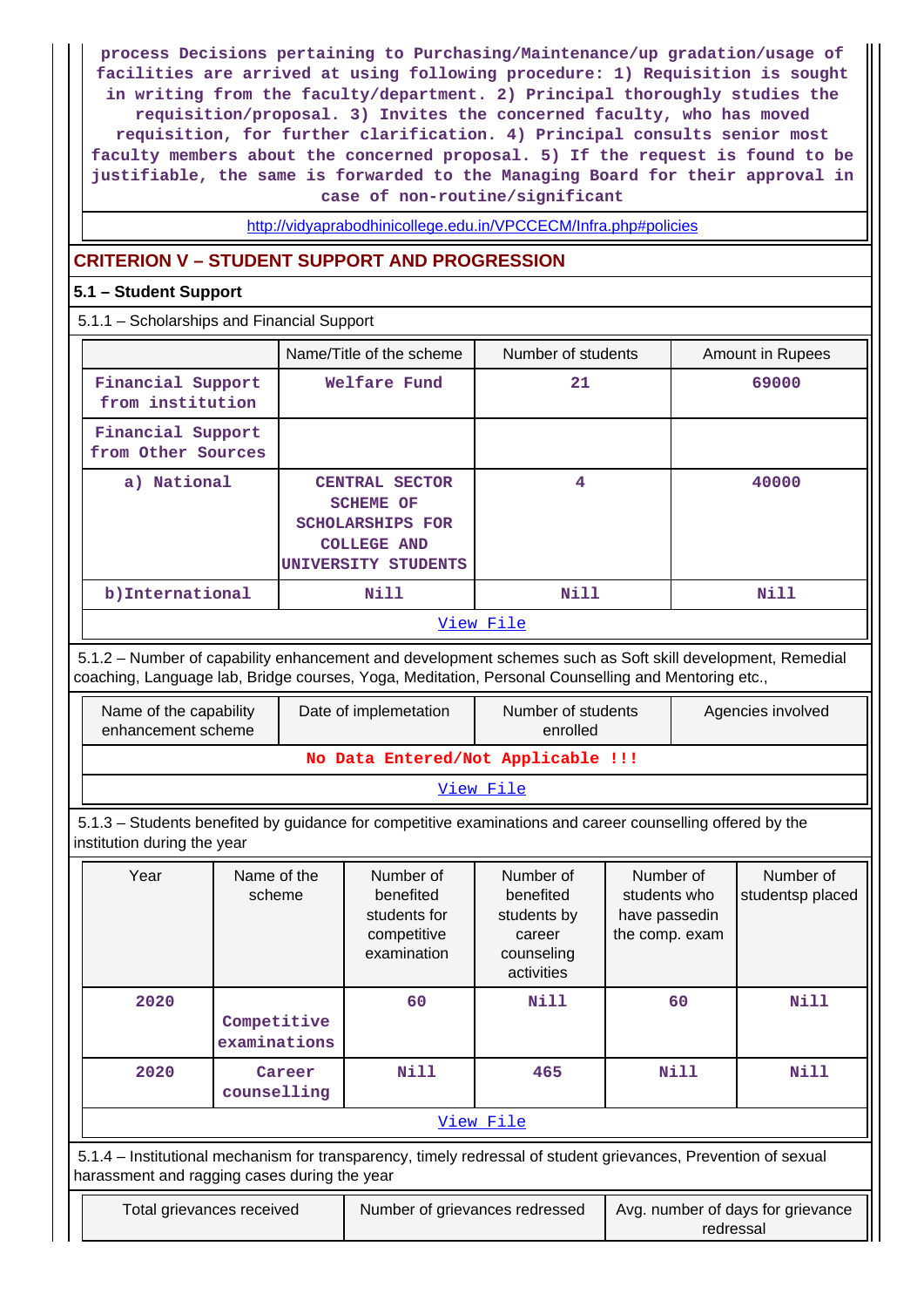process Decisions pertaining to Purchasing/Maintenance/up gradation/usage of facilities are arrived at using following procedure: 1) Requisition is sought in writing from the faculty/department. 2) Principal thoroughly studies the requisition/proposal. 3) Invites the concerned faculty, who has moved requisition, for further clarification. 4) Principal consults senior most faculty members about the concerned proposal. 5) If the request is found to be justifiable, the same is forwarded to the Managing Board for their approval in case of non-routine/significant

http://vidyaprabodhinicollege.edu.in/VPCCECM/Infra.php#policies

## CRITERION V – STUDENT SUPPORT AND PROGRESSION

### 5.1 – Student Support

5.1.1 – Scholarships and Financial Support

| | Name/Title of the scheme | Number of students | Amount in Rupees |
|---|---|---|---|
| Financial Support from institution | Welfare Fund | 21 | 69000 |
| Financial Support from Other Sources | | | |
| a) National | CENTRAL SECTOR SCHEME OF SCHOLARSHIPS FOR COLLEGE AND UNIVERSITY STUDENTS | 4 | 40000 |
| b)International | Nill | Nill | Nill |

View File

5.1.2 – Number of capability enhancement and development schemes such as Soft skill development, Remedial coaching, Language lab, Bridge courses, Yoga, Meditation, Personal Counselling and Mentoring etc.,

| Name of the capability enhancement scheme | Date of implemetation | Number of students enrolled | Agencies involved |
|---|---|---|---|
| No Data Entered/Not Applicable !!! | | | |

View File

5.1.3 – Students benefited by guidance for competitive examinations and career counselling offered by the institution during the year

| Year | Name of the scheme | Number of benefited students for competitive examination | Number of benefited students by career counseling activities | Number of students who have passedin the comp. exam | Number of studentsp placed |
|---|---|---|---|---|---|
| 2020 | Competitive examinations | 60 | Nill | 60 | Nill |
| 2020 | Career counselling | Nill | 465 | Nill | Nill |

View File

5.1.4 – Institutional mechanism for transparency, timely redressal of student grievances, Prevention of sexual harassment and ragging cases during the year

| Total grievances received | Number of grievances redressed | Avg. number of days for grievance redressal |
|---|---|---|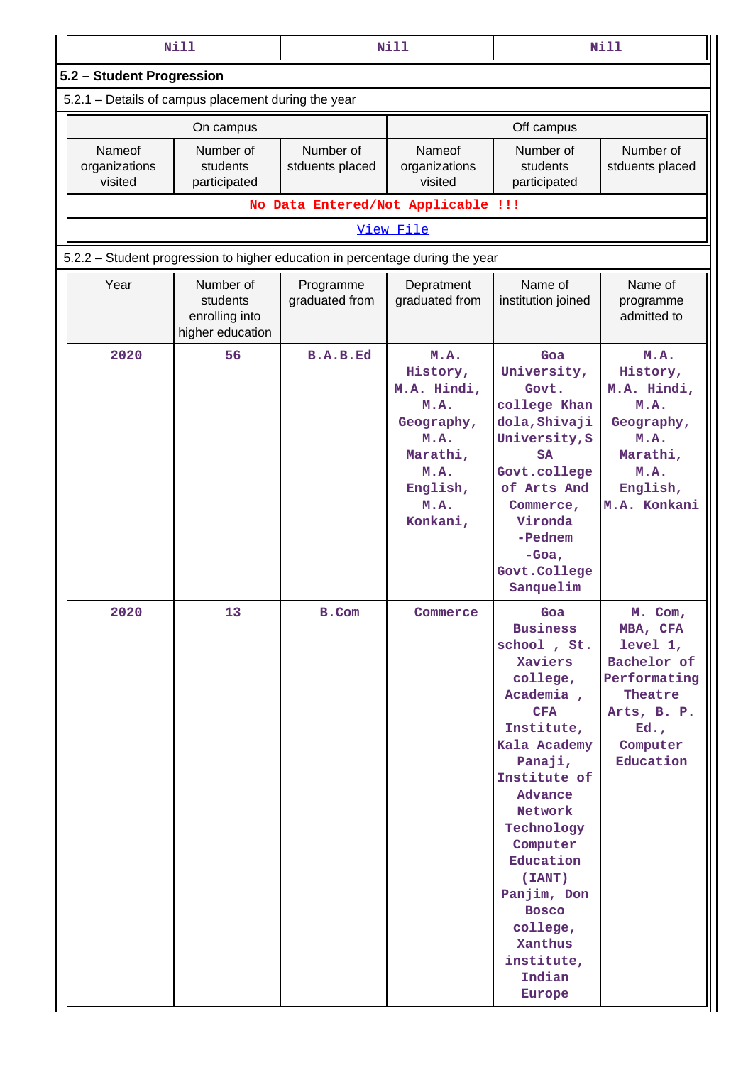| Nill | Nill | Nill |
|---|---|---|

## 5.2 – Student Progression

5.2.1 – Details of campus placement during the year

| On campus | | | Off campus | | |
|---|---|---|---|---|---|
| Nameof organizations visited | Number of students participated | Number of stduents placed | Nameof organizations visited | Number of students participated | Number of stduents placed |
| No Data Entered/Not Applicable !!! | | | | | |
| View File | | | | | |

5.2.2 – Student progression to higher education in percentage during the year

| Year | Number of students enrolling into higher education | Programme graduated from | Depratment graduated from | Name of institution joined | Name of programme admitted to |
|---|---|---|---|---|---|
| 2020 | 56 | B.A.B.Ed | M.A. History, M.A. Hindi, M.A. Geography, M.A. Marathi, M.A. English, M.A. Konkani, | Goa University, Govt. college Khan dola,Shivaji University,S SA Govt.college of Arts And Commerce, Vironda -Pednem -Goa, Govt.College Sanquelim | M.A. History, M.A. Hindi, M.A. Geography, M.A. Marathi, M.A. English, M.A. Konkani |
| 2020 | 13 | B.Com | Commerce | Goa Business school , St. Xaviers college, Academia , CFA Institute, Kala Academy Panaji, Institute of Advance Network Technology Computer Education (IANT) Panjim, Don Bosco college, Xanthus institute, Indian Europe | M. Com, MBA, CFA level 1, Bachelor of Performating Theatre Arts, B. P. Ed., Computer Education |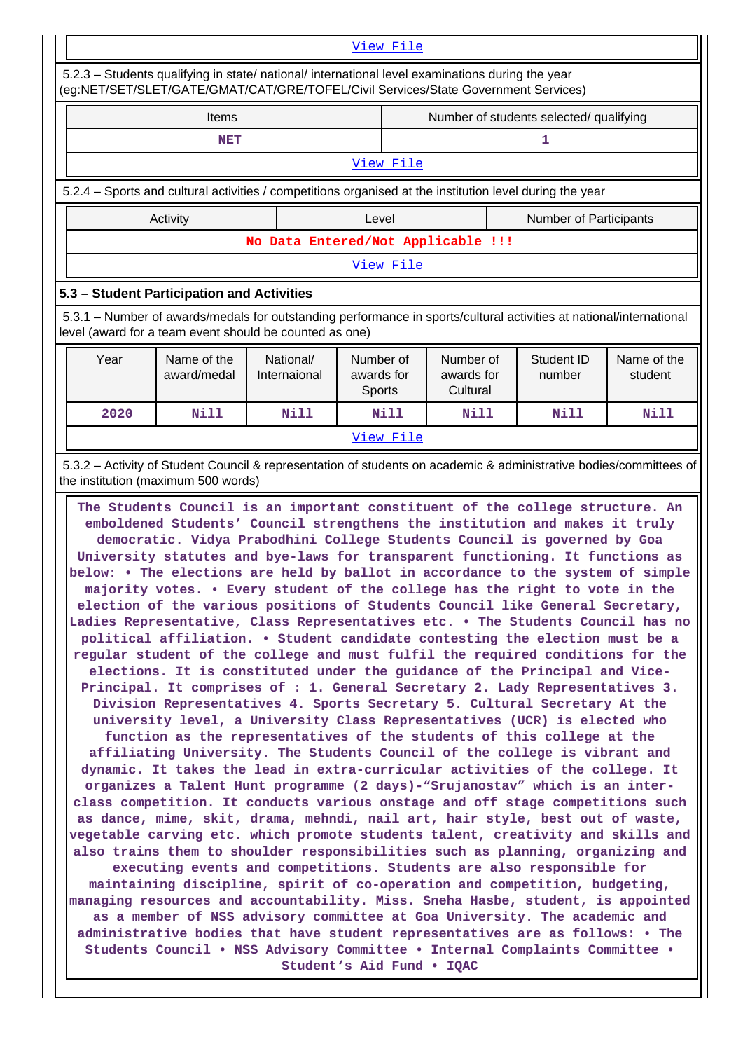[View File](#)

5.2.3 – Students qualifying in state/ national/ international level examinations during the year (eg:NET/SET/SLET/GATE/GMAT/CAT/GRE/TOFEL/Civil Services/State Government Services)

| Items | Number of students selected/ qualifying |
|---|---|
| NET | 1 |

[View File](#)

5.2.4 – Sports and cultural activities / competitions organised at the institution level during the year

| Activity | Level | Number of Participants |
|---|---|---|
| No Data Entered/Not Applicable !!! | | |

[View File](#)

### 5.3 – Student Participation and Activities

5.3.1 – Number of awards/medals for outstanding performance in sports/cultural activities at national/international level (award for a team event should be counted as one)

| Year | Name of the award/medal | National/ Internaional | Number of awards for Sports | Number of awards for Cultural | Student ID number | Name of the student |
|---|---|---|---|---|---|---|
| 2020 | Nill | Nill | Nill | Nill | Nill | Nill |

[View File](#)

5.3.2 – Activity of Student Council & representation of students on academic & administrative bodies/committees of the institution (maximum 500 words)

The Students Council is an important constituent of the college structure. An emboldened Students' Council strengthens the institution and makes it truly democratic. Vidya Prabodhini College Students Council is governed by Goa University statutes and bye-laws for transparent functioning. It functions as below: • The elections are held by ballot in accordance to the system of simple majority votes. • Every student of the college has the right to vote in the election of the various positions of Students Council like General Secretary, Ladies Representative, Class Representatives etc. • The Students Council has no political affiliation. • Student candidate contesting the election must be a regular student of the college and must fulfil the required conditions for the elections. It is constituted under the guidance of the Principal and Vice-Principal. It comprises of : 1. General Secretary 2. Lady Representatives 3. Division Representatives 4. Sports Secretary 5. Cultural Secretary At the university level, a University Class Representatives (UCR) is elected who function as the representatives of the students of this college at the affiliating University. The Students Council of the college is vibrant and dynamic. It takes the lead in extra-curricular activities of the college. It organizes a Talent Hunt programme (2 days)-"Srujanostav" which is an inter-class competition. It conducts various onstage and off stage competitions such as dance, mime, skit, drama, mehndi, nail art, hair style, best out of waste, vegetable carving etc. which promote students talent, creativity and skills and also trains them to shoulder responsibilities such as planning, organizing and executing events and competitions. Students are also responsible for maintaining discipline, spirit of co-operation and competition, budgeting, managing resources and accountability. Miss. Sneha Hasbe, student, is appointed as a member of NSS advisory committee at Goa University. The academic and administrative bodies that have student representatives are as follows: • The Students Council • NSS Advisory Committee • Internal Complaints Committee • Student's Aid Fund • IQAC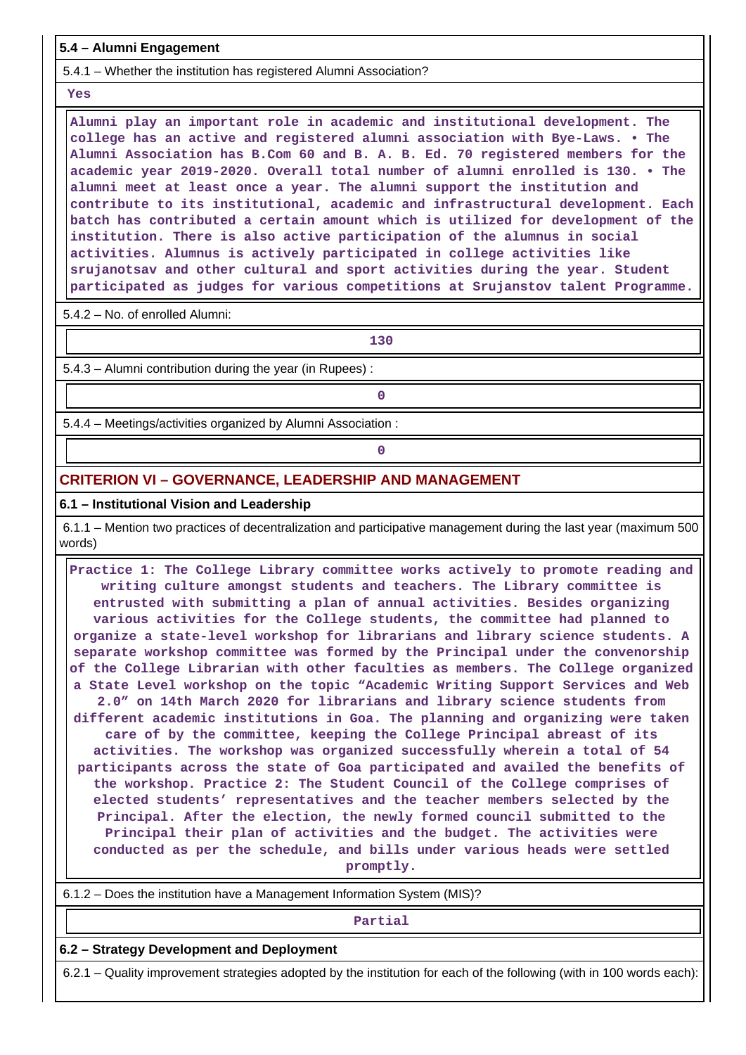### 5.4 – Alumni Engagement

5.4.1 – Whether the institution has registered Alumni Association?

Yes

Alumni play an important role in academic and institutional development. The college has an active and registered alumni association with Bye-Laws. • The Alumni Association has B.Com 60 and B. A. B. Ed. 70 registered members for the academic year 2019-2020. Overall total number of alumni enrolled is 130. • The alumni meet at least once a year. The alumni support the institution and contribute to its institutional, academic and infrastructural development. Each batch has contributed a certain amount which is utilized for development of the institution. There is also active participation of the alumnus in social activities. Alumnus is actively participated in college activities like srujanotsav and other cultural and sport activities during the year. Student participated as judges for various competitions at Srujanstov talent Programme.

5.4.2 – No. of enrolled Alumni:

130

5.4.3 – Alumni contribution during the year (in Rupees) :

0

5.4.4 – Meetings/activities organized by Alumni Association :

0

## CRITERION VI – GOVERNANCE, LEADERSHIP AND MANAGEMENT

### 6.1 – Institutional Vision and Leadership

6.1.1 – Mention two practices of decentralization and participative management during the last year (maximum 500 words)

Practice 1: The College Library committee works actively to promote reading and writing culture amongst students and teachers. The Library committee is entrusted with submitting a plan of annual activities. Besides organizing various activities for the College students, the committee had planned to organize a state-level workshop for librarians and library science students. A separate workshop committee was formed by the Principal under the convenorship of the College Librarian with other faculties as members. The College organized a State Level workshop on the topic “Academic Writing Support Services and Web 2.0” on 14th March 2020 for librarians and library science students from different academic institutions in Goa. The planning and organizing were taken care of by the committee, keeping the College Principal abreast of its activities. The workshop was organized successfully wherein a total of 54 participants across the state of Goa participated and availed the benefits of the workshop. Practice 2: The Student Council of the College comprises of elected students’ representatives and the teacher members selected by the Principal. After the election, the newly formed council submitted to the Principal their plan of activities and the budget. The activities were conducted as per the schedule, and bills under various heads were settled promptly.

6.1.2 – Does the institution have a Management Information System (MIS)?

Partial

### 6.2 – Strategy Development and Deployment

6.2.1 – Quality improvement strategies adopted by the institution for each of the following (with in 100 words each):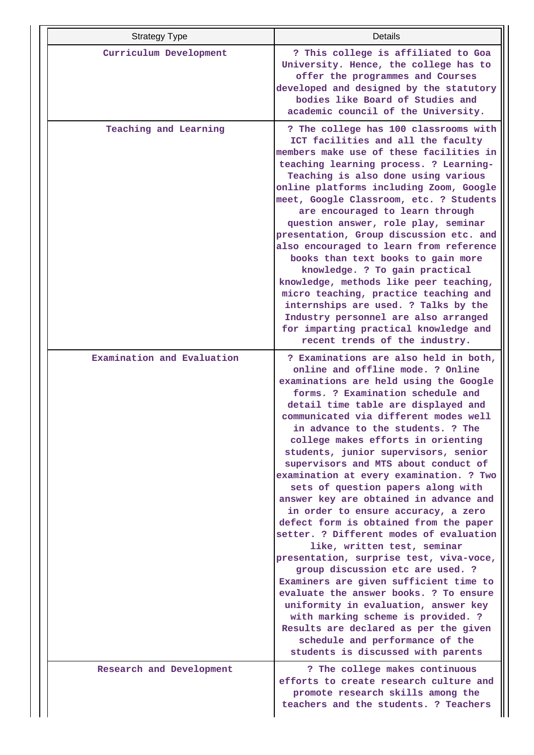| Strategy Type | Details |
|---|---|
| Curriculum Development | ? This college is affiliated to Goa University. Hence, the college has to offer the programmes and Courses developed and designed by the statutory bodies like Board of Studies and academic council of the University. |
| Teaching and Learning | ? The college has 100 classrooms with ICT facilities and all the faculty members make use of these facilities in teaching learning process. ? Learning-Teaching is also done using various online platforms including Zoom, Google meet, Google Classroom, etc. ? Students are encouraged to learn through question answer, role play, seminar presentation, Group discussion etc. and also encouraged to learn from reference books than text books to gain more knowledge. ? To gain practical knowledge, methods like peer teaching, micro teaching, practice teaching and internships are used. ? Talks by the Industry personnel are also arranged for imparting practical knowledge and recent trends of the industry. |
| Examination and Evaluation | ? Examinations are also held in both, online and offline mode. ? Online examinations are held using the Google forms. ? Examination schedule and detail time table are displayed and communicated via different modes well in advance to the students. ? The college makes efforts in orienting students, junior supervisors, senior supervisors and MTS about conduct of examination at every examination. ? Two sets of question papers along with answer key are obtained in advance and in order to ensure accuracy, a zero defect form is obtained from the paper setter. ? Different modes of evaluation like, written test, seminar presentation, surprise test, viva-voce, group discussion etc are used. ? Examiners are given sufficient time to evaluate the answer books. ? To ensure uniformity in evaluation, answer key with marking scheme is provided. ? Results are declared as per the given schedule and performance of the students is discussed with parents |
| Research and Development | ? The college makes continuous efforts to create research culture and promote research skills among the teachers and the students. ? Teachers |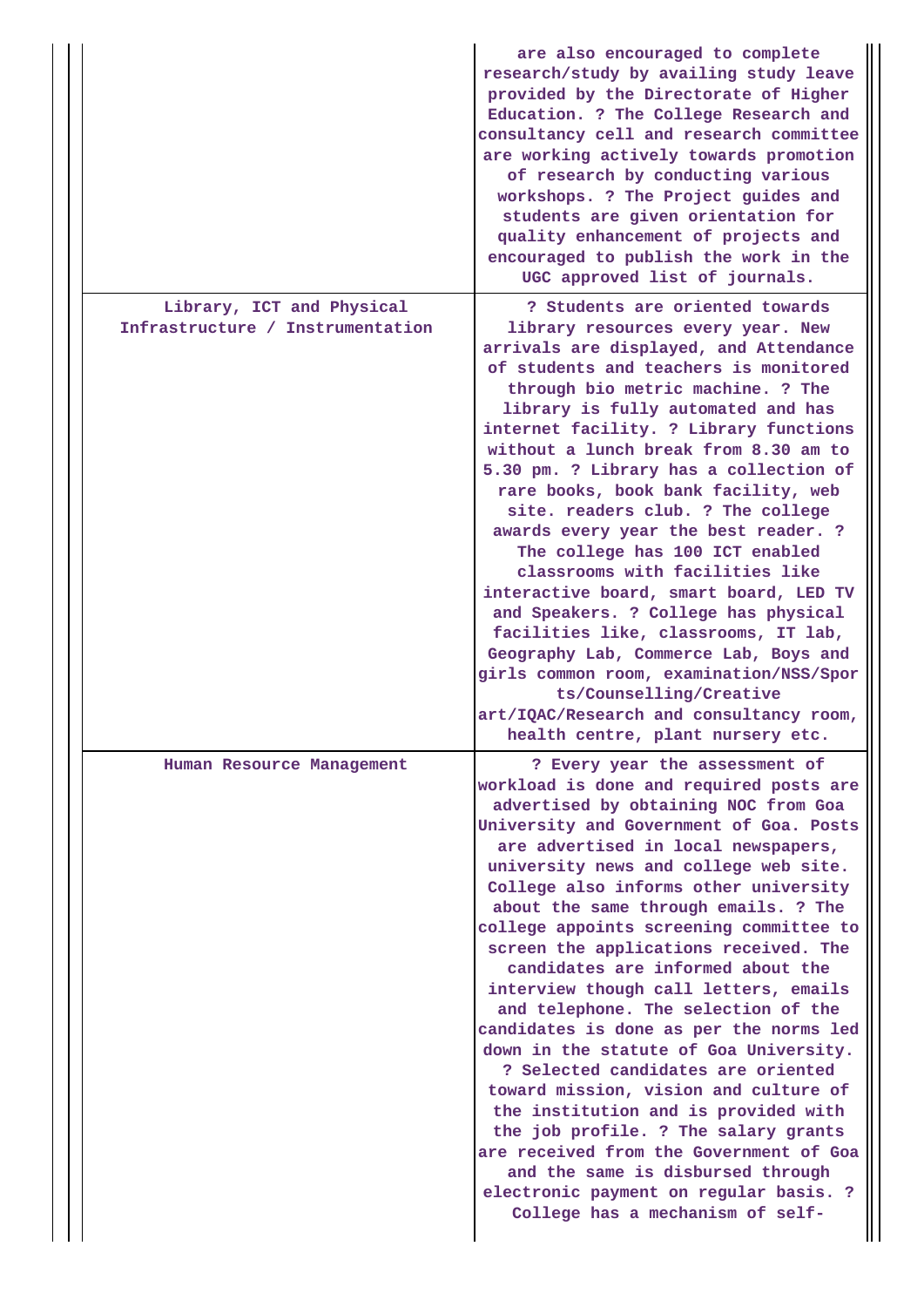| | |
|---|---|
| | are also encouraged to complete research/study by availing study leave provided by the Directorate of Higher Education. ? The College Research and consultancy cell and research committee are working actively towards promotion of research by conducting various workshops. ? The Project guides and students are given orientation for quality enhancement of projects and encouraged to publish the work in the UGC approved list of journals. |
| Library, ICT and Physical Infrastructure / Instrumentation | ? Students are oriented towards library resources every year. New arrivals are displayed, and Attendance of students and teachers is monitored through bio metric machine. ? The library is fully automated and has internet facility. ? Library functions without a lunch break from 8.30 am to 5.30 pm. ? Library has a collection of rare books, book bank facility, web site. readers club. ? The college awards every year the best reader. ? The college has 100 ICT enabled classrooms with facilities like interactive board, smart board, LED TV and Speakers. ? College has physical facilities like, classrooms, IT lab, Geography Lab, Commerce Lab, Boys and girls common room, examination/NSS/Sports/Counselling/Creative art/IQAC/Research and consultancy room, health centre, plant nursery etc. |
| Human Resource Management | ? Every year the assessment of workload is done and required posts are advertised by obtaining NOC from Goa University and Government of Goa. Posts are advertised in local newspapers, university news and college web site. College also informs other university about the same through emails. ? The college appoints screening committee to screen the applications received. The candidates are informed about the interview though call letters, emails and telephone. The selection of the candidates is done as per the norms led down in the statute of Goa University. ? Selected candidates are oriented toward mission, vision and culture of the institution and is provided with the job profile. ? The salary grants are received from the Government of Goa and the same is disbursed through electronic payment on regular basis. ? College has a mechanism of self- |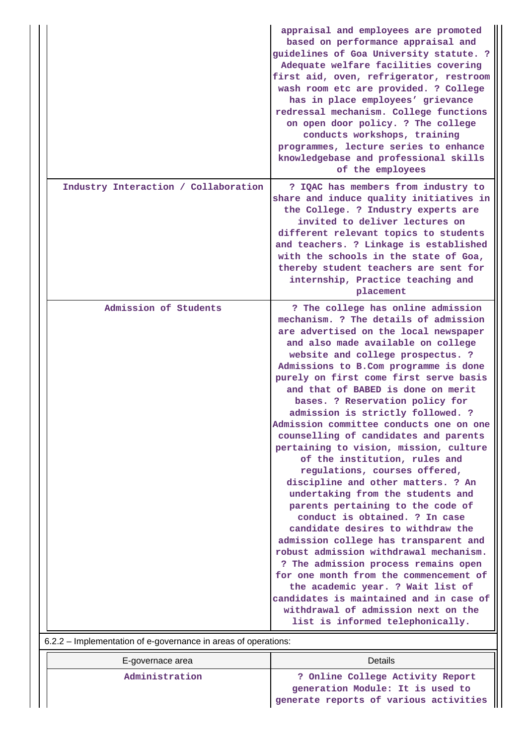| | |
|---|---|
| | appraisal and employees are promoted based on performance appraisal and guidelines of Goa University statute. ? Adequate welfare facilities covering first aid, oven, refrigerator, restroom wash room etc are provided. ? College has in place employees' grievance redressal mechanism. College functions on open door policy. ? The college conducts workshops, training programmes, lecture series to enhance knowledgebase and professional skills of the employees |
| Industry Interaction / Collaboration | ? IQAC has members from industry to share and induce quality initiatives in the College. ? Industry experts are invited to deliver lectures on different relevant topics to students and teachers. ? Linkage is established with the schools in the state of Goa, thereby student teachers are sent for internship, Practice teaching and placement |
| Admission of Students | ? The college has online admission mechanism. ? The details of admission are advertised on the local newspaper and also made available on college website and college prospectus. ? Admissions to B.Com programme is done purely on first come first serve basis and that of BABED is done on merit bases. ? Reservation policy for admission is strictly followed. ? Admission committee conducts one on one counselling of candidates and parents pertaining to vision, mission, culture of the institution, rules and regulations, courses offered, discipline and other matters. ? An undertaking from the students and parents pertaining to the code of conduct is obtained. ? In case candidate desires to withdraw the admission college has transparent and robust admission withdrawal mechanism. ? The admission process remains open for one month from the commencement of the academic year. ? Wait list of candidates is maintained and in case of withdrawal of admission next on the list is informed telephonically. |

6.2.2 – Implementation of e-governance in areas of operations:

| E-governace area | Details |
|---|---|
| Administration | ? Online College Activity Report generation Module: It is used to generate reports of various activities |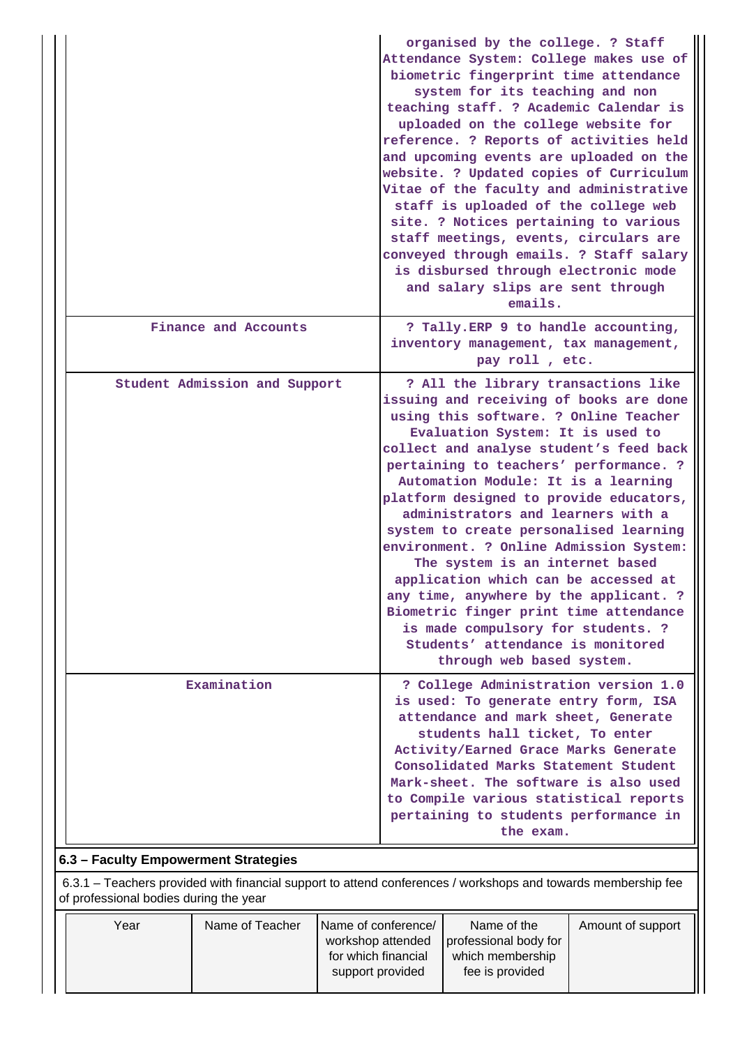|  |  |
|---|---|
|  | organised by the college. ? Staff Attendance System: College makes use of biometric fingerprint time attendance system for its teaching and non teaching staff. ? Academic Calendar is uploaded on the college website for reference. ? Reports of activities held and upcoming events are uploaded on the website. ? Updated copies of Curriculum Vitae of the faculty and administrative staff is uploaded of the college web site. ? Notices pertaining to various staff meetings, events, circulars are conveyed through emails. ? Staff salary is disbursed through electronic mode and salary slips are sent through emails. |
| Finance and Accounts | ? Tally.ERP 9 to handle accounting, inventory management, tax management, pay roll , etc. |
| Student Admission and Support | ? All the library transactions like issuing and receiving of books are done using this software. ? Online Teacher Evaluation System: It is used to collect and analyse student's feed back pertaining to teachers' performance. ? Automation Module: It is a learning platform designed to provide educators, administrators and learners with a system to create personalised learning environment. ? Online Admission System: The system is an internet based application which can be accessed at any time, anywhere by the applicant. ? Biometric finger print time attendance is made compulsory for students. ? Students' attendance is monitored through web based system. |
| Examination | ? College Administration version 1.0 is used: To generate entry form, ISA attendance and mark sheet, Generate students hall ticket, To enter Activity/Earned Grace Marks Generate Consolidated Marks Statement Student Mark-sheet. The software is also used to Compile various statistical reports pertaining to students performance in the exam. |

**6.3 – Faculty Empowerment Strategies**

6.3.1 – Teachers provided with financial support to attend conferences / workshops and towards membership fee of professional bodies during the year

| Year | Name of Teacher | Name of conference/ workshop attended for which financial support provided | Name of the professional body for which membership fee is provided | Amount of support |
|---|---|---|---|---|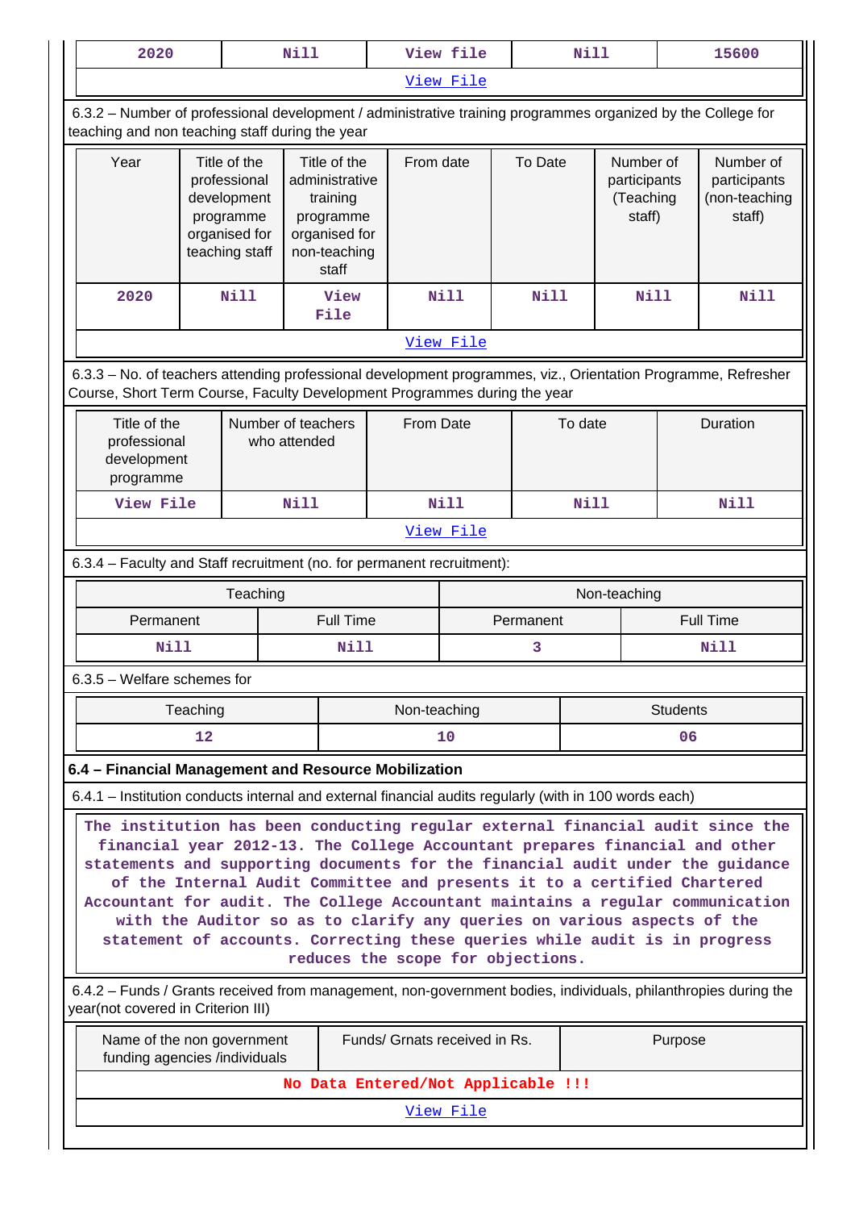| 2020 | Nill | View file | Nill | 15600 |
|---|---|---|---|---|
| View File | | | | |

6.3.2 – Number of professional development / administrative training programmes organized by the College for teaching and non teaching staff during the year

| Year | Title of the professional development programme organised for teaching staff | Title of the administrative training programme organised for non-teaching staff | From date | To Date | Number of participants (Teaching staff) | Number of participants (non-teaching staff) |
|---|---|---|---|---|---|---|
| 2020 | Nill | View File | Nill | Nill | Nill | Nill |
| View File | | | | | | |

6.3.3 – No. of teachers attending professional development programmes, viz., Orientation Programme, Refresher Course, Short Term Course, Faculty Development Programmes during the year

| Title of the professional development programme | Number of teachers who attended | From Date | To date | Duration |
|---|---|---|---|---|
| View File | Nill | Nill | Nill | Nill |
| View File | | | | |

6.3.4 – Faculty and Staff recruitment (no. for permanent recruitment):

| Teaching | | Non-teaching | |
|---|---|---|---|
| Permanent | Full Time | Permanent | Full Time |
| Nill | Nill | 3 | Nill |

6.3.5 – Welfare schemes for

| Teaching | Non-teaching | Students |
|---|---|---|
| 12 | 10 | 06 |

**6.4 – Financial Management and Resource Mobilization**

6.4.1 – Institution conducts internal and external financial audits regularly (with in 100 words each)

The institution has been conducting regular external financial audit since the financial year 2012-13. The College Accountant prepares financial and other statements and supporting documents for the financial audit under the guidance of the Internal Audit Committee and presents it to a certified Chartered Accountant for audit. The College Accountant maintains a regular communication with the Auditor so as to clarify any queries on various aspects of the statement of accounts. Correcting these queries while audit is in progress reduces the scope for objections.

6.4.2 – Funds / Grants received from management, non-government bodies, individuals, philanthropies during the year(not covered in Criterion III)

| Name of the non government funding agencies /individuals | Funds/ Grnats received in Rs. | Purpose |
|---|---|---|
| No Data Entered/Not Applicable !!! | | |
| View File | | |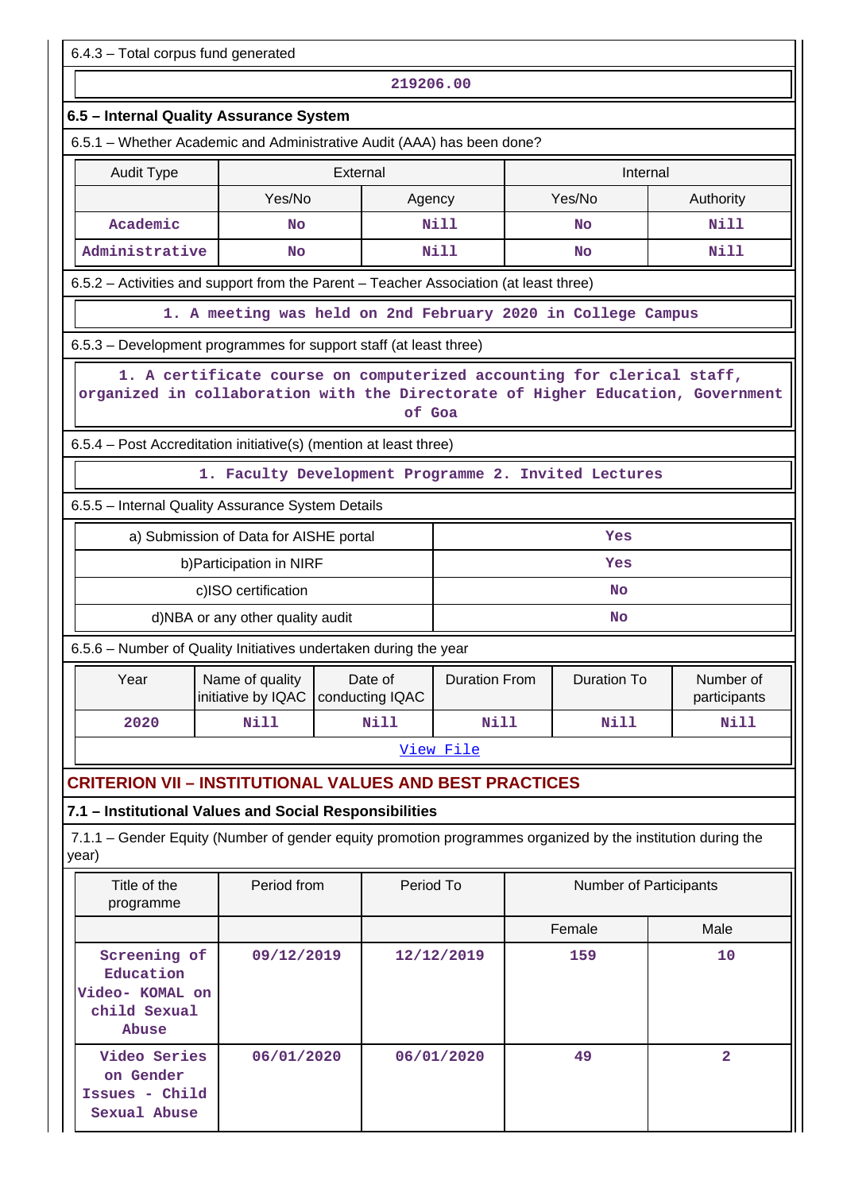6.4.3 – Total corpus fund generated

| 219206.00 |
|---|

### 6.5 – Internal Quality Assurance System

6.5.1 – Whether Academic and Administrative Audit (AAA) has been done?

| Audit Type | External | | Internal | |
|---|---|---|---|---|
| | Yes/No | Agency | Yes/No | Authority |
| Academic | No | Nill | No | Nill |
| Administrative | No | Nill | No | Nill |

6.5.2 – Activities and support from the Parent – Teacher Association (at least three)

| 1. A meeting was held on 2nd February 2020 in College Campus |
|---|

6.5.3 – Development programmes for support staff (at least three)

| 1. A certificate course on computerized accounting for clerical staff, organized in collaboration with the Directorate of Higher Education, Government of Goa |
|---|

6.5.4 – Post Accreditation initiative(s) (mention at least three)

| 1. Faculty Development Programme 2. Invited Lectures |
|---|

6.5.5 – Internal Quality Assurance System Details

| | |
|---|---|
| a) Submission of Data for AISHE portal | Yes |
| b)Participation in NIRF | Yes |
| c)ISO certification | No |
| d)NBA or any other quality audit | No |

6.5.6 – Number of Quality Initiatives undertaken during the year

| Year | Name of quality initiative by IQAC | Date of conducting IQAC | Duration From | Duration To | Number of participants |
|---|---|---|---|---|---|
| 2020 | Nill | Nill | Nill | Nill | Nill |
| View File | | | | | |

## CRITERION VII – INSTITUTIONAL VALUES AND BEST PRACTICES

### 7.1 – Institutional Values and Social Responsibilities

7.1.1 – Gender Equity (Number of gender equity promotion programmes organized by the institution during the year)

| Title of the programme | Period from | Period To | Number of Participants | |
|---|---|---|---|---|
| | | | Female | Male |
| Screening of Education Video- KOMAL on child Sexual Abuse | 09/12/2019 | 12/12/2019 | 159 | 10 |
| Video Series on Gender Issues - Child Sexual Abuse | 06/01/2020 | 06/01/2020 | 49 | 2 |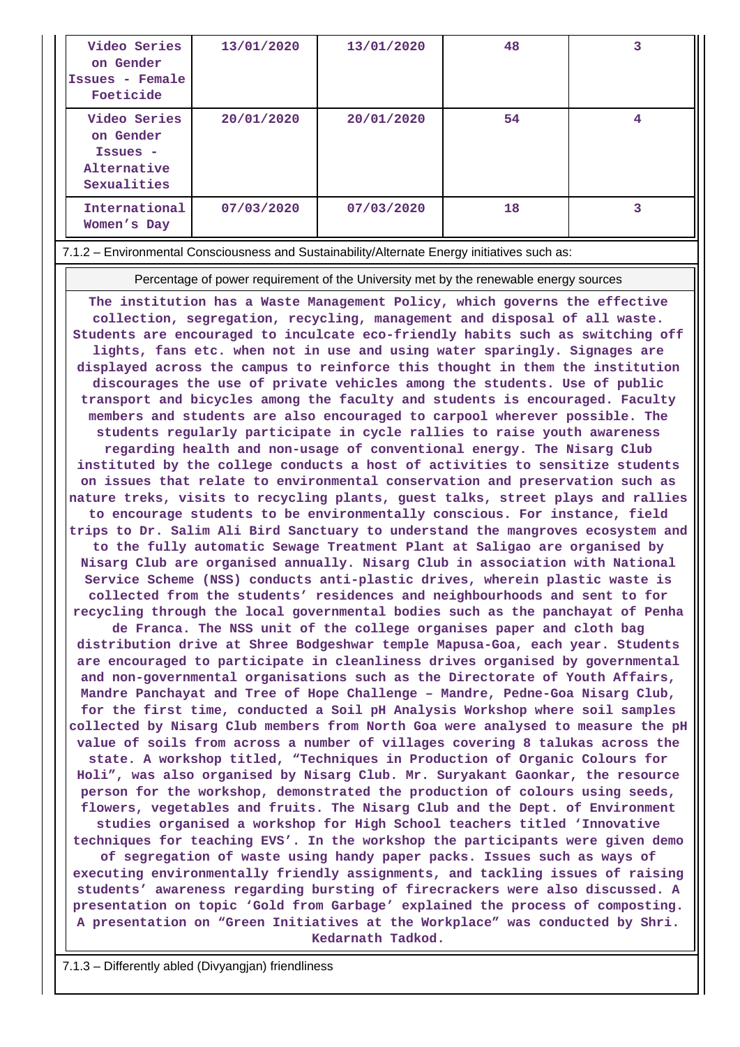| | | | | |
|---|---|---|---|---|
| Video Series on Gender Issues - Female Foeticide | 13/01/2020 | 13/01/2020 | 48 | 3 |
| Video Series on Gender Issues - Alternative Sexualities | 20/01/2020 | 20/01/2020 | 54 | 4 |
| International Women's Day | 07/03/2020 | 07/03/2020 | 18 | 3 |

7.1.2 – Environmental Consciousness and Sustainability/Alternate Energy initiatives such as:

| Percentage of power requirement of the University met by the renewable energy sources |
|---|
| **The institution has a Waste Management Policy, which governs the effective collection, segregation, recycling, management and disposal of all waste. Students are encouraged to inculcate eco-friendly habits such as switching off lights, fans etc. when not in use and using water sparingly. Signages are displayed across the campus to reinforce this thought in them the institution discourages the use of private vehicles among the students. Use of public transport and bicycles among the faculty and students is encouraged. Faculty members and students are also encouraged to carpool wherever possible. The students regularly participate in cycle rallies to raise youth awareness regarding health and non-usage of conventional energy. The Nisarg Club instituted by the college conducts a host of activities to sensitize students on issues that relate to environmental conservation and preservation such as nature treks, visits to recycling plants, guest talks, street plays and rallies to encourage students to be environmentally conscious. For instance, field trips to Dr. Salim Ali Bird Sanctuary to understand the mangroves ecosystem and to the fully automatic Sewage Treatment Plant at Saligao are organised by Nisarg Club are organised annually. Nisarg Club in association with National Service Scheme (NSS) conducts anti-plastic drives, wherein plastic waste is collected from the students' residences and neighbourhoods and sent to for recycling through the local governmental bodies such as the panchayat of Penha de Franca. The NSS unit of the college organises paper and cloth bag distribution drive at Shree Bodgeshwar temple Mapusa-Goa, each year. Students are encouraged to participate in cleanliness drives organised by governmental and non-governmental organisations such as the Directorate of Youth Affairs, Mandre Panchayat and Tree of Hope Challenge – Mandre, Pedne-Goa Nisarg Club, for the first time, conducted a Soil pH Analysis Workshop where soil samples collected by Nisarg Club members from North Goa were analysed to measure the pH value of soils from across a number of villages covering 8 talukas across the state. A workshop titled, "Techniques in Production of Organic Colours for Holi", was also organised by Nisarg Club. Mr. Suryakant Gaonkar, the resource person for the workshop, demonstrated the production of colours using seeds, flowers, vegetables and fruits. The Nisarg Club and the Dept. of Environment studies organised a workshop for High School teachers titled 'Innovative techniques for teaching EVS'. In the workshop the participants were given demo of segregation of waste using handy paper packs. Issues such as ways of executing environmentally friendly assignments, and tackling issues of raising students' awareness regarding bursting of firecrackers were also discussed. A presentation on topic 'Gold from Garbage' explained the process of composting. A presentation on "Green Initiatives at the Workplace" was conducted by Shri. Kedarnath Tadkod.** |

7.1.3 – Differently abled (Divyangjan) friendliness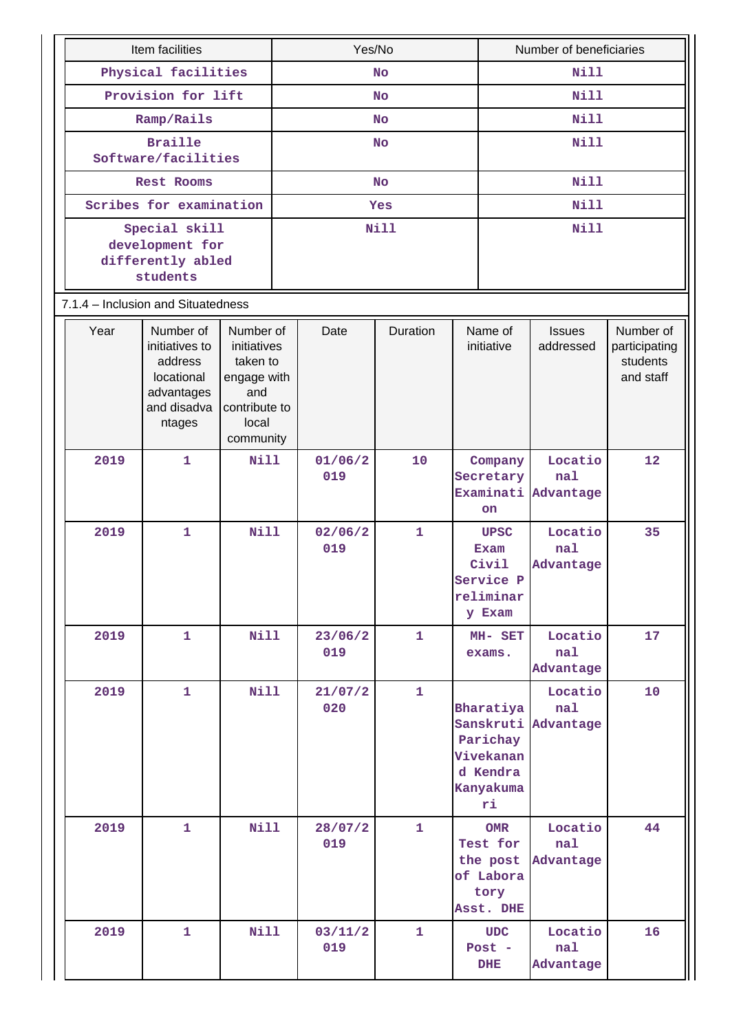| Item facilities | Yes/No | Number of beneficiaries |
|---|---|---|
| Physical facilities | No | Nill |
| Provision for lift | No | Nill |
| Ramp/Rails | No | Nill |
| Braille Software/facilities | No | Nill |
| Rest Rooms | No | Nill |
| Scribes for examination | Yes | Nill |
| Special skill development for differently abled students | Nill | Nill |

7.1.4 – Inclusion and Situatedness

| Year | Number of initiatives to address locational advantages and disadvantages | Number of initiatives taken to engage with and contribute to local community | Date | Duration | Name of initiative | Issues addressed | Number of participating students and staff |
|---|---|---|---|---|---|---|---|
| 2019 | 1 | Nill | 01/06/2019 | 10 | Company Secretary Examination | Locational Advantage | 12 |
| 2019 | 1 | Nill | 02/06/2019 | 1 | UPSC Exam Civil Service Preliminary Exam | Locational Advantage | 35 |
| 2019 | 1 | Nill | 23/06/2019 | 1 | MH- SET exams. | Locational Advantage | 17 |
| 2019 | 1 | Nill | 21/07/2020 | 1 | Bharatiya Sanskruti Parichay Vivekanand Kendra Kanyakumari | Locational Advantage | 10 |
| 2019 | 1 | Nill | 28/07/2019 | 1 | OMR Test for the post of Laboratory Asst. DHE | Locational Advantage | 44 |
| 2019 | 1 | Nill | 03/11/2019 | 1 | UDC Post - DHE | Locational Advantage | 16 |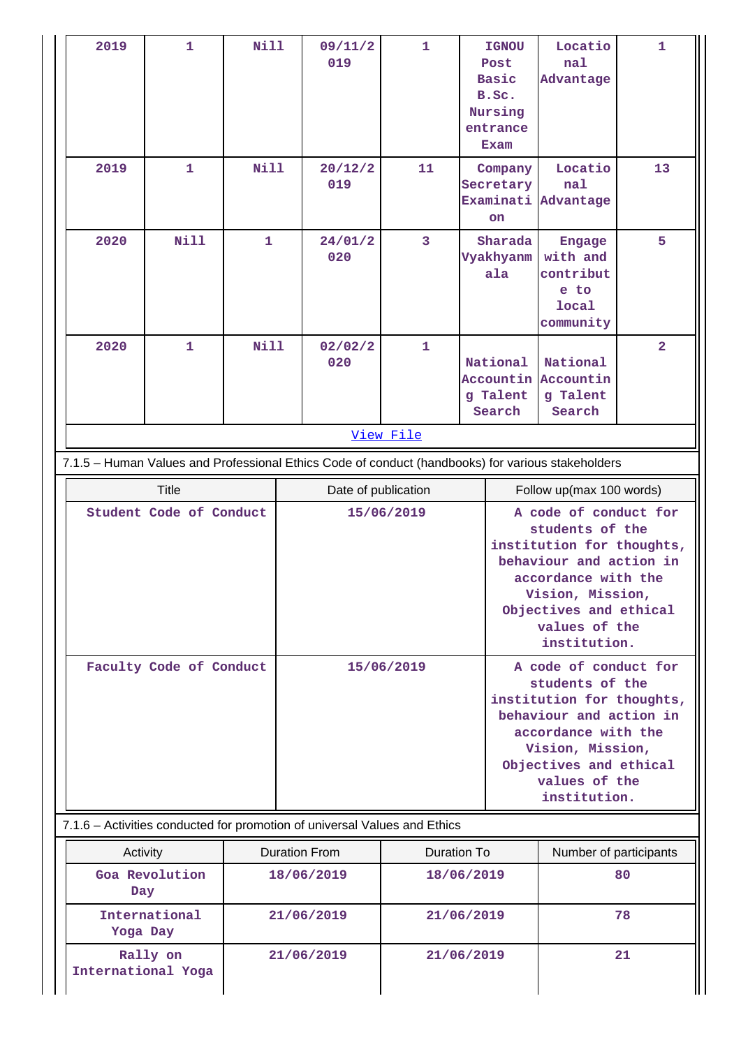| 2019 | 1 | Nill | 09/11/2019 | 1 | IGNOU Post Basic B.Sc. Nursing entrance Exam | Locational Advantage | 1 |
|---|---|---|---|---|---|---|---|
| 2019 | 1 | Nill | 20/12/2019 | 11 | Company Secretary Examination | Locational Advantage | 13 |
| 2020 | Nill | 1 | 24/01/2020 | 3 | Sharada Vyakhyanmala | Engage with and contribute to local community | 5 |
| 2020 | 1 | Nill | 02/02/2020 | 1 | National Accounting Talent Search | National Accounting Talent Search | 2 |

View File

7.1.5 – Human Values and Professional Ethics Code of conduct (handbooks) for various stakeholders

| Title | Date of publication | Follow up(max 100 words) |
|---|---|---|
| Student Code of Conduct | 15/06/2019 | A code of conduct for students of the institution for thoughts, behaviour and action in accordance with the Vision, Mission, Objectives and ethical values of the institution. |
| Faculty Code of Conduct | 15/06/2019 | A code of conduct for students of the institution for thoughts, behaviour and action in accordance with the Vision, Mission, Objectives and ethical values of the institution. |

7.1.6 – Activities conducted for promotion of universal Values and Ethics

| Activity | Duration From | Duration To | Number of participants |
|---|---|---|---|
| Goa Revolution Day | 18/06/2019 | 18/06/2019 | 80 |
| International Yoga Day | 21/06/2019 | 21/06/2019 | 78 |
| Rally on International Yoga | 21/06/2019 | 21/06/2019 | 21 |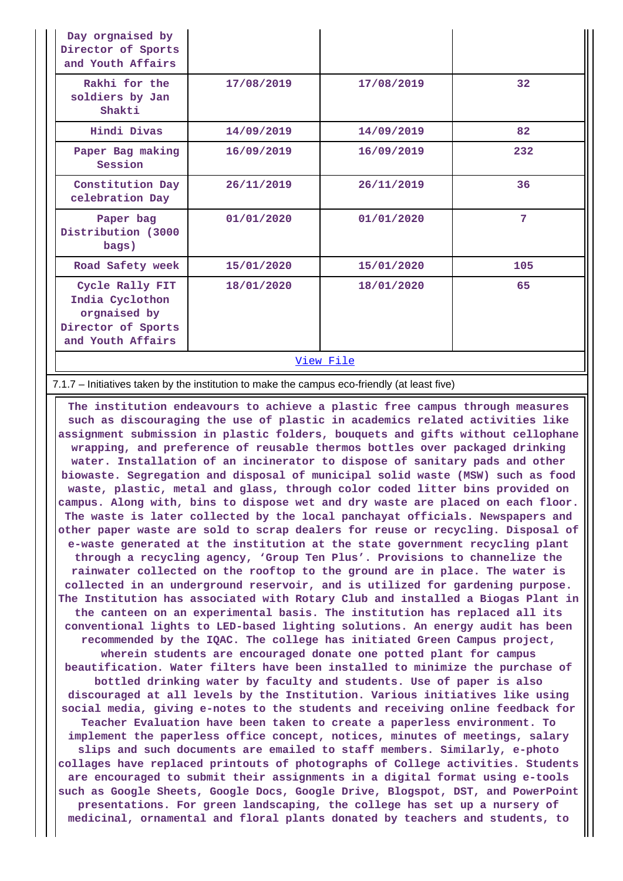| | | | |
|---|---|---|---|
| Day orgnaised by Director of Sports and Youth Affairs | | | |
| Rakhi for the soldiers by Jan Shakti | 17/08/2019 | 17/08/2019 | 32 |
| Hindi Divas | 14/09/2019 | 14/09/2019 | 82 |
| Paper Bag making Session | 16/09/2019 | 16/09/2019 | 232 |
| Constitution Day celebration Day | 26/11/2019 | 26/11/2019 | 36 |
| Paper bag Distribution (3000 bags) | 01/01/2020 | 01/01/2020 | 7 |
| Road Safety week | 15/01/2020 | 15/01/2020 | 105 |
| Cycle Rally FIT India Cyclothon orgnaised by Director of Sports and Youth Affairs | 18/01/2020 | 18/01/2020 | 65 |

View File

7.1.7 – Initiatives taken by the institution to make the campus eco-friendly (at least five)

The institution endeavours to achieve a plastic free campus through measures such as discouraging the use of plastic in academics related activities like assignment submission in plastic folders, bouquets and gifts without cellophane wrapping, and preference of reusable thermos bottles over packaged drinking water. Installation of an incinerator to dispose of sanitary pads and other biowaste. Segregation and disposal of municipal solid waste (MSW) such as food waste, plastic, metal and glass, through color coded litter bins provided on campus. Along with, bins to dispose wet and dry waste are placed on each floor. The waste is later collected by the local panchayat officials. Newspapers and other paper waste are sold to scrap dealers for reuse or recycling. Disposal of e-waste generated at the institution at the state government recycling plant through a recycling agency, 'Group Ten Plus'. Provisions to channelize the rainwater collected on the rooftop to the ground are in place. The water is collected in an underground reservoir, and is utilized for gardening purpose. The Institution has associated with Rotary Club and installed a Biogas Plant in the canteen on an experimental basis. The institution has replaced all its conventional lights to LED-based lighting solutions. An energy audit has been recommended by the IQAC. The college has initiated Green Campus project, wherein students are encouraged donate one potted plant for campus beautification. Water filters have been installed to minimize the purchase of bottled drinking water by faculty and students. Use of paper is also discouraged at all levels by the Institution. Various initiatives like using social media, giving e-notes to the students and receiving online feedback for Teacher Evaluation have been taken to create a paperless environment. To implement the paperless office concept, notices, minutes of meetings, salary slips and such documents are emailed to staff members. Similarly, e-photo collages have replaced printouts of photographs of College activities. Students are encouraged to submit their assignments in a digital format using e-tools such as Google Sheets, Google Docs, Google Drive, Blogspot, DST, and PowerPoint presentations. For green landscaping, the college has set up a nursery of medicinal, ornamental and floral plants donated by teachers and students, to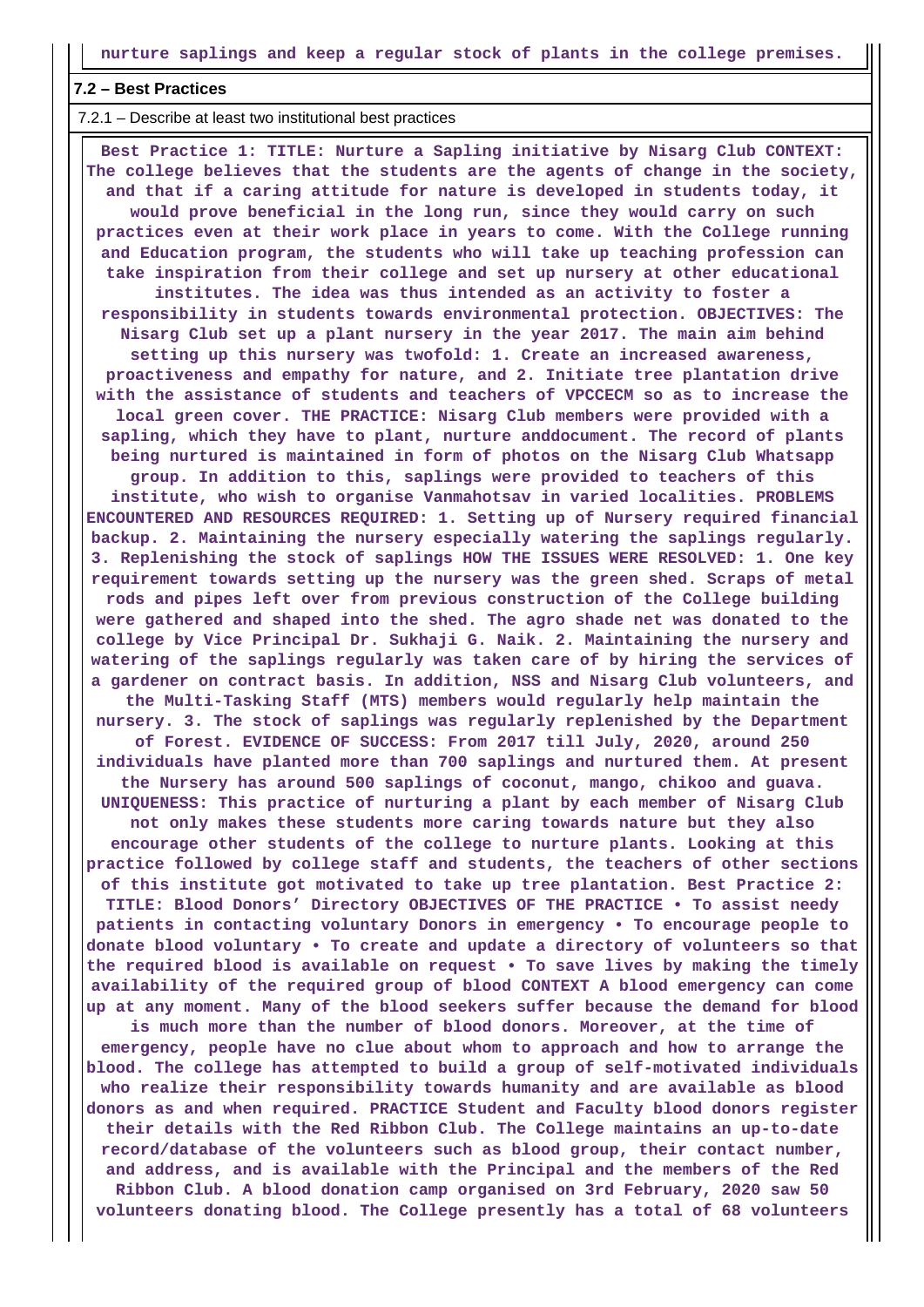**nurture saplings and keep a regular stock of plants in the college premises.**

#### 7.2 – Best Practices

7.2.1 – Describe at least two institutional best practices

**Best Practice 1: TITLE: Nurture a Sapling initiative by Nisarg Club CONTEXT: The college believes that the students are the agents of change in the society, and that if a caring attitude for nature is developed in students today, it would prove beneficial in the long run, since they would carry on such practices even at their work place in years to come. With the College running and Education program, the students who will take up teaching profession can take inspiration from their college and set up nursery at other educational institutes. The idea was thus intended as an activity to foster a responsibility in students towards environmental protection. OBJECTIVES: The Nisarg Club set up a plant nursery in the year 2017. The main aim behind setting up this nursery was twofold: 1. Create an increased awareness, proactiveness and empathy for nature, and 2. Initiate tree plantation drive with the assistance of students and teachers of VPCCECM so as to increase the local green cover. THE PRACTICE: Nisarg Club members were provided with a sapling, which they have to plant, nurture anddocument. The record of plants being nurtured is maintained in form of photos on the Nisarg Club Whatsapp group. In addition to this, saplings were provided to teachers of this institute, who wish to organise Vanmahotsav in varied localities. PROBLEMS ENCOUNTERED AND RESOURCES REQUIRED: 1. Setting up of Nursery required financial backup. 2. Maintaining the nursery especially watering the saplings regularly. 3. Replenishing the stock of saplings HOW THE ISSUES WERE RESOLVED: 1. One key requirement towards setting up the nursery was the green shed. Scraps of metal rods and pipes left over from previous construction of the College building were gathered and shaped into the shed. The agro shade net was donated to the college by Vice Principal Dr. Sukhaji G. Naik. 2. Maintaining the nursery and watering of the saplings regularly was taken care of by hiring the services of a gardener on contract basis. In addition, NSS and Nisarg Club volunteers, and the Multi-Tasking Staff (MTS) members would regularly help maintain the nursery. 3. The stock of saplings was regularly replenished by the Department of Forest. EVIDENCE OF SUCCESS: From 2017 till July, 2020, around 250 individuals have planted more than 700 saplings and nurtured them. At present the Nursery has around 500 saplings of coconut, mango, chikoo and guava. UNIQUENESS: This practice of nurturing a plant by each member of Nisarg Club not only makes these students more caring towards nature but they also encourage other students of the college to nurture plants. Looking at this practice followed by college staff and students, the teachers of other sections of this institute got motivated to take up tree plantation. Best Practice 2: TITLE: Blood Donors' Directory OBJECTIVES OF THE PRACTICE • To assist needy patients in contacting voluntary Donors in emergency • To encourage people to donate blood voluntary • To create and update a directory of volunteers so that the required blood is available on request • To save lives by making the timely availability of the required group of blood CONTEXT A blood emergency can come up at any moment. Many of the blood seekers suffer because the demand for blood is much more than the number of blood donors. Moreover, at the time of emergency, people have no clue about whom to approach and how to arrange the blood. The college has attempted to build a group of self-motivated individuals who realize their responsibility towards humanity and are available as blood donors as and when required. PRACTICE Student and Faculty blood donors register their details with the Red Ribbon Club. The College maintains an up-to-date record/database of the volunteers such as blood group, their contact number, and address, and is available with the Principal and the members of the Red Ribbon Club. A blood donation camp organised on 3rd February, 2020 saw 50 volunteers donating blood. The College presently has a total of 68 volunteers**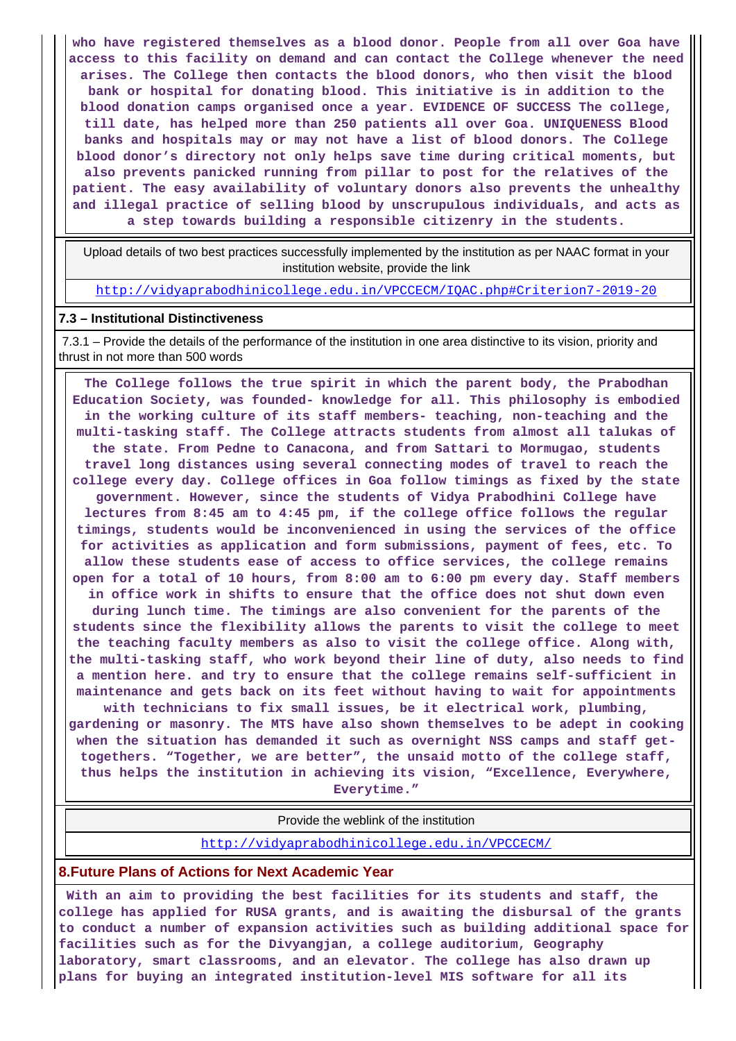**who have registered themselves as a blood donor. People from all over Goa have access to this facility on demand and can contact the College whenever the need arises. The College then contacts the blood donors, who then visit the blood bank or hospital for donating blood. This initiative is in addition to the blood donation camps organised once a year. EVIDENCE OF SUCCESS The college, till date, has helped more than 250 patients all over Goa. UNIQUENESS Blood banks and hospitals may or may not have a list of blood donors. The College blood donor's directory not only helps save time during critical moments, but also prevents panicked running from pillar to post for the relatives of the patient. The easy availability of voluntary donors also prevents the unhealthy and illegal practice of selling blood by unscrupulous individuals, and acts as a step towards building a responsible citizenry in the students.**

| Upload details of two best practices successfully implemented by the institution as per NAAC format in your institution website, provide the link |
|---|
| http://vidyaprabodhinicollege.edu.in/VPCCECM/IQAC.php#Criterion7-2019-20 |

**7.3 – Institutional Distinctiveness**

7.3.1 – Provide the details of the performance of the institution in one area distinctive to its vision, priority and thrust in not more than 500 words

**The College follows the true spirit in which the parent body, the Prabodhan Education Society, was founded- knowledge for all. This philosophy is embodied in the working culture of its staff members- teaching, non-teaching and the multi-tasking staff. The College attracts students from almost all talukas of the state. From Pedne to Canacona, and from Sattari to Mormugao, students travel long distances using several connecting modes of travel to reach the college every day. College offices in Goa follow timings as fixed by the state government. However, since the students of Vidya Prabodhini College have lectures from 8:45 am to 4:45 pm, if the college office follows the regular timings, students would be inconvenienced in using the services of the office for activities as application and form submissions, payment of fees, etc. To allow these students ease of access to office services, the college remains open for a total of 10 hours, from 8:00 am to 6:00 pm every day. Staff members in office work in shifts to ensure that the office does not shut down even during lunch time. The timings are also convenient for the parents of the students since the flexibility allows the parents to visit the college to meet the teaching faculty members as also to visit the college office. Along with, the multi-tasking staff, who work beyond their line of duty, also needs to find a mention here. and try to ensure that the college remains self-sufficient in maintenance and gets back on its feet without having to wait for appointments with technicians to fix small issues, be it electrical work, plumbing, gardening or masonry. The MTS have also shown themselves to be adept in cooking when the situation has demanded it such as overnight NSS camps and staff get-togethers. "Together, we are better", the unsaid motto of the college staff, thus helps the institution in achieving its vision, "Excellence, Everywhere, Everytime."**

| Provide the weblink of the institution |
|---|
| http://vidyaprabodhinicollege.edu.in/VPCCECM/ |

## 8.Future Plans of Actions for Next Academic Year

**With an aim to providing the best facilities for its students and staff, the college has applied for RUSA grants, and is awaiting the disbursal of the grants to conduct a number of expansion activities such as building additional space for facilities such as for the Divyangjan, a college auditorium, Geography laboratory, smart classrooms, and an elevator. The college has also drawn up plans for buying an integrated institution-level MIS software for all its**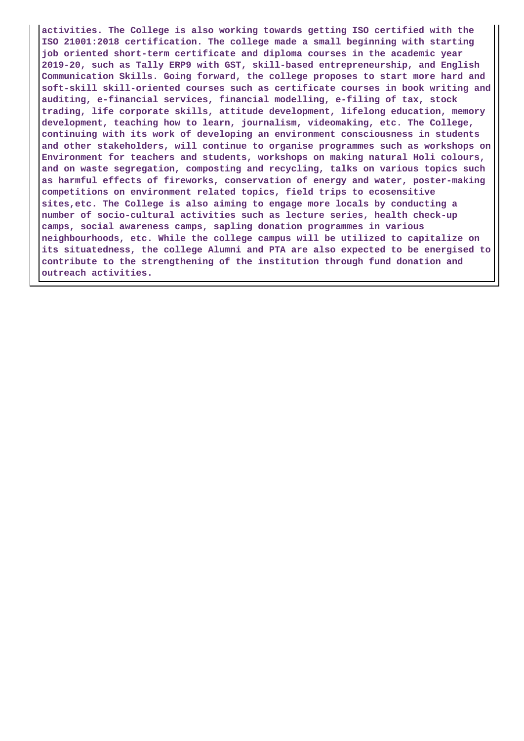**activities. The College is also working towards getting ISO certified with the ISO 21001:2018 certification. The college made a small beginning with starting job oriented short-term certificate and diploma courses in the academic year 2019-20, such as Tally ERP9 with GST, skill-based entrepreneurship, and English Communication Skills. Going forward, the college proposes to start more hard and soft-skill skill-oriented courses such as certificate courses in book writing and auditing, e-financial services, financial modelling, e-filing of tax, stock trading, life corporate skills, attitude development, lifelong education, memory development, teaching how to learn, journalism, videomaking, etc. The College, continuing with its work of developing an environment consciousness in students and other stakeholders, will continue to organise programmes such as workshops on Environment for teachers and students, workshops on making natural Holi colours, and on waste segregation, composting and recycling, talks on various topics such as harmful effects of fireworks, conservation of energy and water, poster-making competitions on environment related topics, field trips to ecosensitive sites,etc. The College is also aiming to engage more locals by conducting a number of socio-cultural activities such as lecture series, health check-up camps, social awareness camps, sapling donation programmes in various neighbourhoods, etc. While the college campus will be utilized to capitalize on its situatedness, the college Alumni and PTA are also expected to be energised to contribute to the strengthening of the institution through fund donation and outreach activities.**